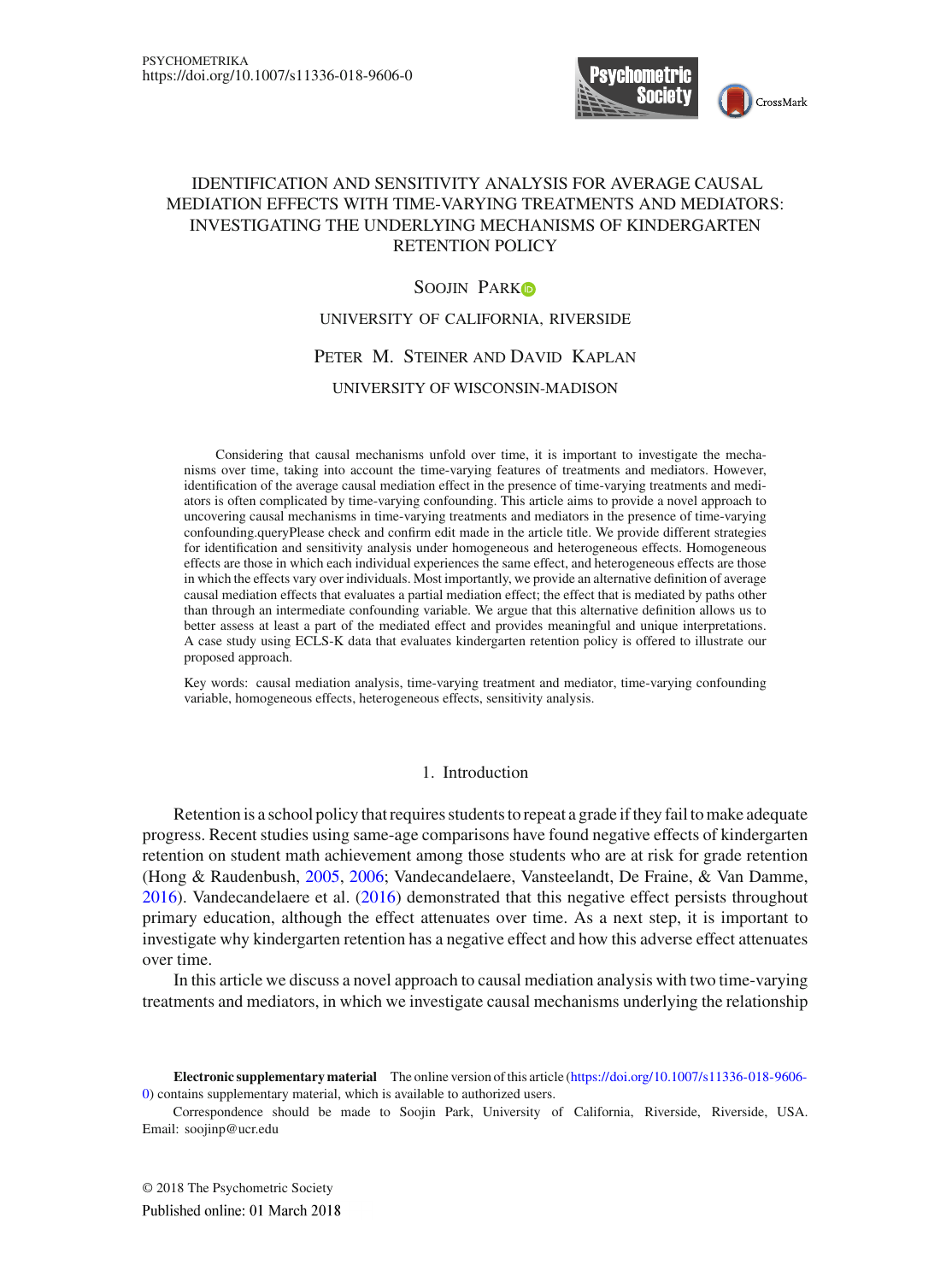PSYCHOMETRIKA
https://doi.org/10.1007/s11336-018-9606-0

# IDENTIFICATION AND SENSITIVITY ANALYSIS FOR AVERAGE CAUSAL MEDIATION EFFECTS WITH TIME-VARYING TREATMENTS AND MEDIATORS: INVESTIGATING THE UNDERLYING MECHANISMS OF KINDERGARTEN RETENTION POLICY

SOOJIN PARK

UNIVERSITY OF CALIFORNIA, RIVERSIDE

PETER M. STEINER AND DAVID KAPLAN

UNIVERSITY OF WISCONSIN-MADISON

Considering that causal mechanisms unfold over time, it is important to investigate the mechanisms over time, taking into account the time-varying features of treatments and mediators. However, identification of the average causal mediation effect in the presence of time-varying treatments and mediators is often complicated by time-varying confounding. This article aims to provide a novel approach to uncovering causal mechanisms in time-varying treatments and mediators in the presence of time-varying confounding.queryPlease check and confirm edit made in the article title. We provide different strategies for identification and sensitivity analysis under homogeneous and heterogeneous effects. Homogeneous effects are those in which each individual experiences the same effect, and heterogeneous effects are those in which the effects vary over individuals. Most importantly, we provide an alternative definition of average causal mediation effects that evaluates a partial mediation effect; the effect that is mediated by paths other than through an intermediate confounding variable. We argue that this alternative definition allows us to better assess at least a part of the mediated effect and provides meaningful and unique interpretations. A case study using ECLS-K data that evaluates kindergarten retention policy is offered to illustrate our proposed approach.

Key words: causal mediation analysis, time-varying treatment and mediator, time-varying confounding variable, homogeneous effects, heterogeneous effects, sensitivity analysis.

## 1. Introduction

Retention is a school policy that requires students to repeat a grade if they fail to make adequate progress. Recent studies using same-age comparisons have found negative effects of kindergarten retention on student math achievement among those students who are at risk for grade retention (Hong & Raudenbush, 2005, 2006; Vandecandelaere, Vansteelandt, De Fraine, & Van Damme, 2016). Vandecandelaere et al. (2016) demonstrated that this negative effect persists throughout primary education, although the effect attenuates over time. As a next step, it is important to investigate why kindergarten retention has a negative effect and how this adverse effect attenuates over time.

In this article we discuss a novel approach to causal mediation analysis with two time-varying treatments and mediators, in which we investigate causal mechanisms underlying the relationship

**Electronic supplementary material** The online version of this article (https://doi.org/10.1007/s11336-018-9606-0) contains supplementary material, which is available to authorized users.

Correspondence should be made to Soojin Park, University of California, Riverside, Riverside, USA. Email: soojinp@ucr.edu

© 2018 The Psychometric Society
Published online: 01 March 2018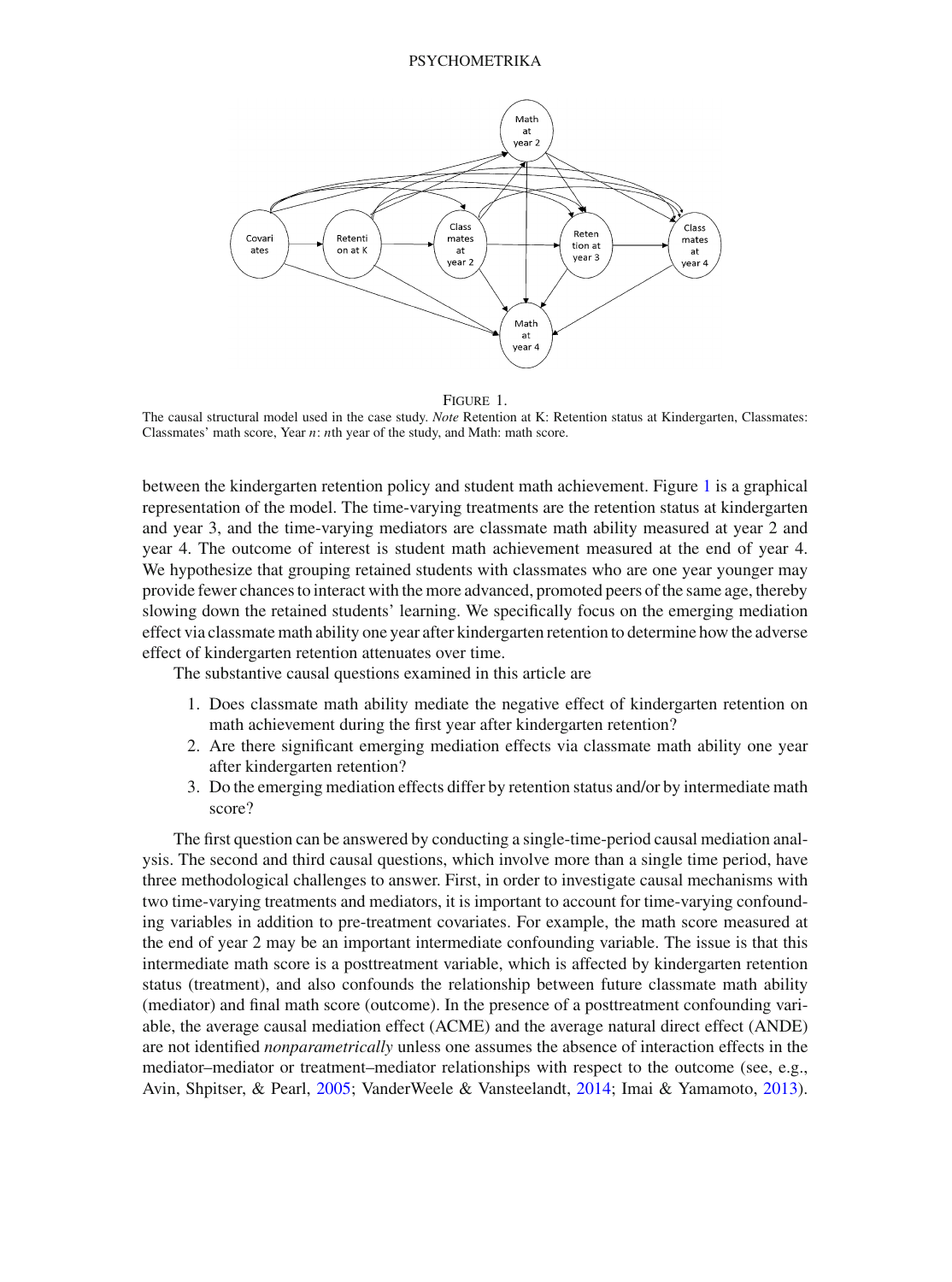FIGURE 1.

The causal structural model used in the case study. *Note* Retention at K: Retention status at Kindergarten, Classmates: Classmates' math score, Year *n*: *n*th year of the study, and Math: math score.

between the kindergarten retention policy and student math achievement. Figure 1 is a graphical representation of the model. The time-varying treatments are the retention status at kindergarten and year 3, and the time-varying mediators are classmate math ability measured at year 2 and year 4. The outcome of interest is student math achievement measured at the end of year 4. We hypothesize that grouping retained students with classmates who are one year younger may provide fewer chances to interact with the more advanced, promoted peers of the same age, thereby slowing down the retained students' learning. We specifically focus on the emerging mediation effect via classmate math ability one year after kindergarten retention to determine how the adverse effect of kindergarten retention attenuates over time.

The substantive causal questions examined in this article are

1. Does classmate math ability mediate the negative effect of kindergarten retention on math achievement during the first year after kindergarten retention?
2. Are there significant emerging mediation effects via classmate math ability one year after kindergarten retention?
3. Do the emerging mediation effects differ by retention status and/or by intermediate math score?

The first question can be answered by conducting a single-time-period causal mediation analysis. The second and third causal questions, which involve more than a single time period, have three methodological challenges to answer. First, in order to investigate causal mechanisms with two time-varying treatments and mediators, it is important to account for time-varying confounding variables in addition to pre-treatment covariates. For example, the math score measured at the end of year 2 may be an important intermediate confounding variable. The issue is that this intermediate math score is a posttreatment variable, which is affected by kindergarten retention status (treatment), and also confounds the relationship between future classmate math ability (mediator) and final math score (outcome). In the presence of a posttreatment confounding variable, the average causal mediation effect (ACME) and the average natural direct effect (ANDE) are not identified *nonparametrically* unless one assumes the absence of interaction effects in the mediator–mediator or treatment–mediator relationships with respect to the outcome (see, e.g., Avin, Shpitser, & Pearl, 2005; VanderWeele & Vansteelandt, 2014; Imai & Yamamoto, 2013).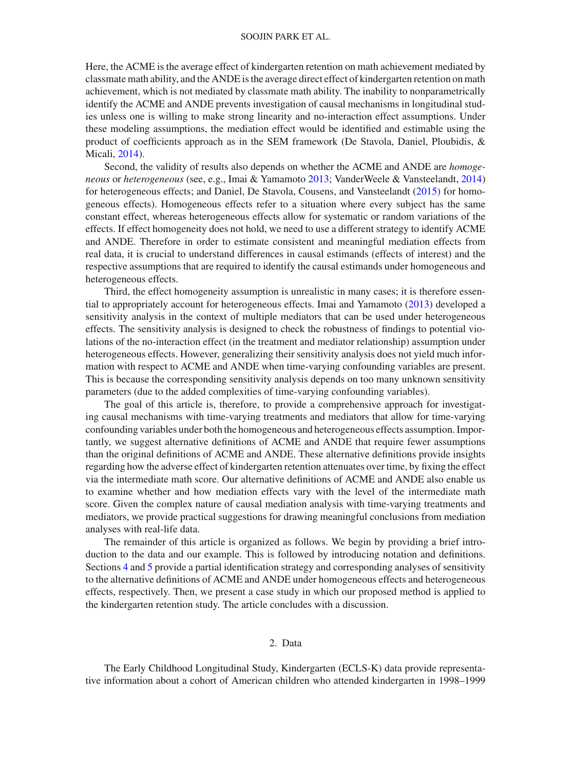Here, the ACME is the average effect of kindergarten retention on math achievement mediated by classmate math ability, and the ANDE is the average direct effect of kindergarten retention on math achievement, which is not mediated by classmate math ability. The inability to nonparametrically identify the ACME and ANDE prevents investigation of causal mechanisms in longitudinal studies unless one is willing to make strong linearity and no-interaction effect assumptions. Under these modeling assumptions, the mediation effect would be identified and estimable using the product of coefficients approach as in the SEM framework (De Stavola, Daniel, Ploubidis, & Micali, 2014).

Second, the validity of results also depends on whether the ACME and ANDE are *homogeneous* or *heterogeneous* (see, e.g., Imai & Yamamoto 2013; VanderWeele & Vansteelandt, 2014) for heterogeneous effects; and Daniel, De Stavola, Cousens, and Vansteelandt (2015) for homogeneous effects). Homogeneous effects refer to a situation where every subject has the same constant effect, whereas heterogeneous effects allow for systematic or random variations of the effects. If effect homogeneity does not hold, we need to use a different strategy to identify ACME and ANDE. Therefore in order to estimate consistent and meaningful mediation effects from real data, it is crucial to understand differences in causal estimands (effects of interest) and the respective assumptions that are required to identify the causal estimands under homogeneous and heterogeneous effects.

Third, the effect homogeneity assumption is unrealistic in many cases; it is therefore essential to appropriately account for heterogeneous effects. Imai and Yamamoto (2013) developed a sensitivity analysis in the context of multiple mediators that can be used under heterogeneous effects. The sensitivity analysis is designed to check the robustness of findings to potential violations of the no-interaction effect (in the treatment and mediator relationship) assumption under heterogeneous effects. However, generalizing their sensitivity analysis does not yield much information with respect to ACME and ANDE when time-varying confounding variables are present. This is because the corresponding sensitivity analysis depends on too many unknown sensitivity parameters (due to the added complexities of time-varying confounding variables).

The goal of this article is, therefore, to provide a comprehensive approach for investigating causal mechanisms with time-varying treatments and mediators that allow for time-varying confounding variables under both the homogeneous and heterogeneous effects assumption. Importantly, we suggest alternative definitions of ACME and ANDE that require fewer assumptions than the original definitions of ACME and ANDE. These alternative definitions provide insights regarding how the adverse effect of kindergarten retention attenuates over time, by fixing the effect via the intermediate math score. Our alternative definitions of ACME and ANDE also enable us to examine whether and how mediation effects vary with the level of the intermediate math score. Given the complex nature of causal mediation analysis with time-varying treatments and mediators, we provide practical suggestions for drawing meaningful conclusions from mediation analyses with real-life data.

The remainder of this article is organized as follows. We begin by providing a brief introduction to the data and our example. This is followed by introducing notation and definitions. Sections 4 and 5 provide a partial identification strategy and corresponding analyses of sensitivity to the alternative definitions of ACME and ANDE under homogeneous effects and heterogeneous effects, respectively. Then, we present a case study in which our proposed method is applied to the kindergarten retention study. The article concludes with a discussion.

## 2. Data

The Early Childhood Longitudinal Study, Kindergarten (ECLS-K) data provide representative information about a cohort of American children who attended kindergarten in 1998–1999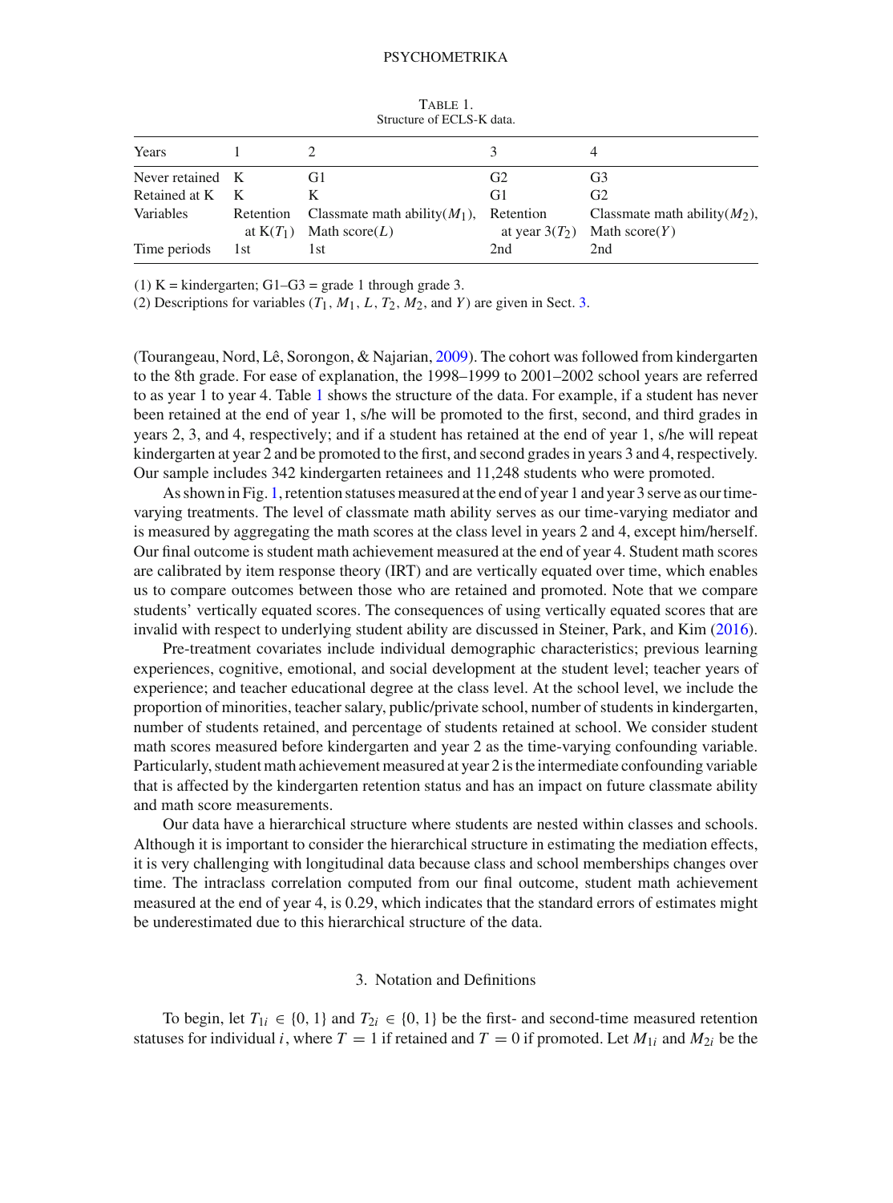TABLE 1.
Structure of ECLS-K data.

| Years | 1 | 2 | 3 | 4 |
|---|---|---|---|---|
| Never retained | K | G1 | G2 | G3 |
| Retained at K | K | K | G1 | G2 |
| Variables | Retention at K($T_1$) | Classmate math ability($M_1$), Math score($L$) | Retention at year 3($T_2$) | Classmate math ability($M_2$), Math score($Y$) |
| Time periods | 1st | 1st | 2nd | 2nd |

(1) K = kindergarten; G1–G3 = grade 1 through grade 3.
(2) Descriptions for variables ($T_1$, $M_1$, $L$, $T_2$, $M_2$, and $Y$) are given in Sect. 3.

(Tourangeau, Nord, Lê, Sorongon, & Najarian, 2009). The cohort was followed from kindergarten to the 8th grade. For ease of explanation, the 1998–1999 to 2001–2002 school years are referred to as year 1 to year 4. Table 1 shows the structure of the data. For example, if a student has never been retained at the end of year 1, s/he will be promoted to the first, second, and third grades in years 2, 3, and 4, respectively; and if a student has retained at the end of year 1, s/he will repeat kindergarten at year 2 and be promoted to the first, and second grades in years 3 and 4, respectively. Our sample includes 342 kindergarten retainees and 11,248 students who were promoted.

As shown in Fig. 1, retention statuses measured at the end of year 1 and year 3 serve as our time-varying treatments. The level of classmate math ability serves as our time-varying mediator and is measured by aggregating the math scores at the class level in years 2 and 4, except him/herself. Our final outcome is student math achievement measured at the end of year 4. Student math scores are calibrated by item response theory (IRT) and are vertically equated over time, which enables us to compare outcomes between those who are retained and promoted. Note that we compare students' vertically equated scores. The consequences of using vertically equated scores that are invalid with respect to underlying student ability are discussed in Steiner, Park, and Kim (2016).

Pre-treatment covariates include individual demographic characteristics; previous learning experiences, cognitive, emotional, and social development at the student level; teacher years of experience; and teacher educational degree at the class level. At the school level, we include the proportion of minorities, teacher salary, public/private school, number of students in kindergarten, number of students retained, and percentage of students retained at school. We consider student math scores measured before kindergarten and year 2 as the time-varying confounding variable. Particularly, student math achievement measured at year 2 is the intermediate confounding variable that is affected by the kindergarten retention status and has an impact on future classmate ability and math score measurements.

Our data have a hierarchical structure where students are nested within classes and schools. Although it is important to consider the hierarchical structure in estimating the mediation effects, it is very challenging with longitudinal data because class and school memberships changes over time. The intraclass correlation computed from our final outcome, student math achievement measured at the end of year 4, is 0.29, which indicates that the standard errors of estimates might be underestimated due to this hierarchical structure of the data.

## 3. Notation and Definitions

To begin, let $T_{1i} \in \{0, 1\}$ and $T_{2i} \in \{0, 1\}$ be the first- and second-time measured retention statuses for individual $i$, where $T = 1$ if retained and $T = 0$ if promoted. Let $M_{1i}$ and $M_{2i}$ be the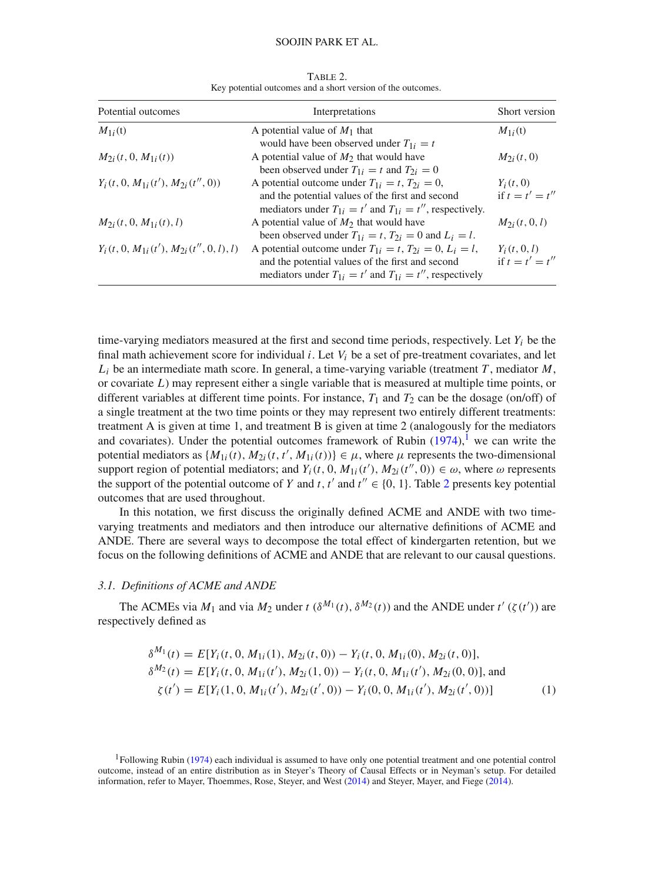TABLE 2.
Key potential outcomes and a short version of the outcomes.

| Potential outcomes | Interpretations | Short version |
|---|---|---|
| $M_{1i}(t)$ | A potential value of $M_1$ that would have been observed under $T_{1i} = t$ | $M_{1i}(t)$ |
| $M_{2i}(t, 0, M_{1i}(t))$ | A potential value of $M_2$ that would have been observed under $T_{1i} = t$ and $T_{2i} = 0$ | $M_{2i}(t, 0)$ |
| $Y_i(t, 0, M_{1i}(t'), M_{2i}(t'', 0))$ | A potential outcome under $T_{1i} = t$, $T_{2i} = 0$, and the potential values of the first and second mediators under $T_{1i} = t'$ and $T_{1i} = t''$, respectively. | $Y_i(t, 0)$ if $t = t' = t''$ |
| $M_{2i}(t, 0, M_{1i}(t), l)$ | A potential value of $M_2$ that would have been observed under $T_{1i} = t$, $T_{2i} = 0$ and $L_i = l$. | $M_{2i}(t, 0, l)$ |
| $Y_i(t, 0, M_{1i}(t'), M_{2i}(t'', 0, l), l)$ | A potential outcome under $T_{1i} = t$, $T_{2i} = 0$, $L_i = l$, and the potential values of the first and second mediators under $T_{1i} = t'$ and $T_{1i} = t''$, respectively | $Y_i(t, 0, l)$ if $t = t' = t''$ |

time-varying mediators measured at the first and second time periods, respectively. Let $Y_i$ be the final math achievement score for individual $i$. Let $V_i$ be a set of pre-treatment covariates, and let $L_i$ be an intermediate math score. In general, a time-varying variable (treatment $T$, mediator $M$, or covariate $L$) may represent either a single variable that is measured at multiple time points, or different variables at different time points. For instance, $T_1$ and $T_2$ can be the dosage (on/off) of a single treatment at the two time points or they may represent two entirely different treatments: treatment A is given at time 1, and treatment B is given at time 2 (analogously for the mediators and covariates). Under the potential outcomes framework of Rubin (1974),[1] we can write the potential mediators as $\{M_{1i}(t), M_{2i}(t, t', M_{1i}(t))\} \in \mu$, where $\mu$ represents the two-dimensional support region of potential mediators; and $Y_i(t, 0, M_{1i}(t'), M_{2i}(t'', 0)) \in \omega$, where $\omega$ represents the support of the potential outcome of $Y$ and $t, t'$ and $t'' \in \{0, 1\}$. Table 2 presents key potential outcomes that are used throughout.

In this notation, we first discuss the originally defined ACME and ANDE with two time-varying treatments and mediators and then introduce our alternative definitions of ACME and ANDE. There are several ways to decompose the total effect of kindergarten retention, but we focus on the following definitions of ACME and ANDE that are relevant to our causal questions.

### 3.1. *Definitions of ACME and ANDE*

The ACMEs via $M_1$ and via $M_2$ under $t$ ($\delta^{M_1}(t)$, $\delta^{M_2}(t)$) and the ANDE under $t'$ ($\zeta(t')$) are respectively defined as

$$
\begin{aligned}
\delta^{M_1}(t) &= E[Y_i(t, 0, M_{1i}(1), M_{2i}(t, 0)) - Y_i(t, 0, M_{1i}(0), M_{2i}(t, 0)], \\
\delta^{M_2}(t) &= E[Y_i(t, 0, M_{1i}(t'), M_{2i}(1, 0)) - Y_i(t, 0, M_{1i}(t'), M_{2i}(0, 0)], \text{ and} \\
\zeta(t') &= E[Y_i(1, 0, M_{1i}(t'), M_{2i}(t', 0)) - Y_i(0, 0, M_{1i}(t'), M_{2i}(t', 0))]
\end{aligned}
\tag{1}
$$

[1]Following Rubin (1974) each individual is assumed to have only one potential treatment and one potential control outcome, instead of an entire distribution as in Steyer's Theory of Causal Effects or in Neyman's setup. For detailed information, refer to Mayer, Thoemmes, Rose, Steyer, and West (2014) and Steyer, Mayer, and Fiege (2014).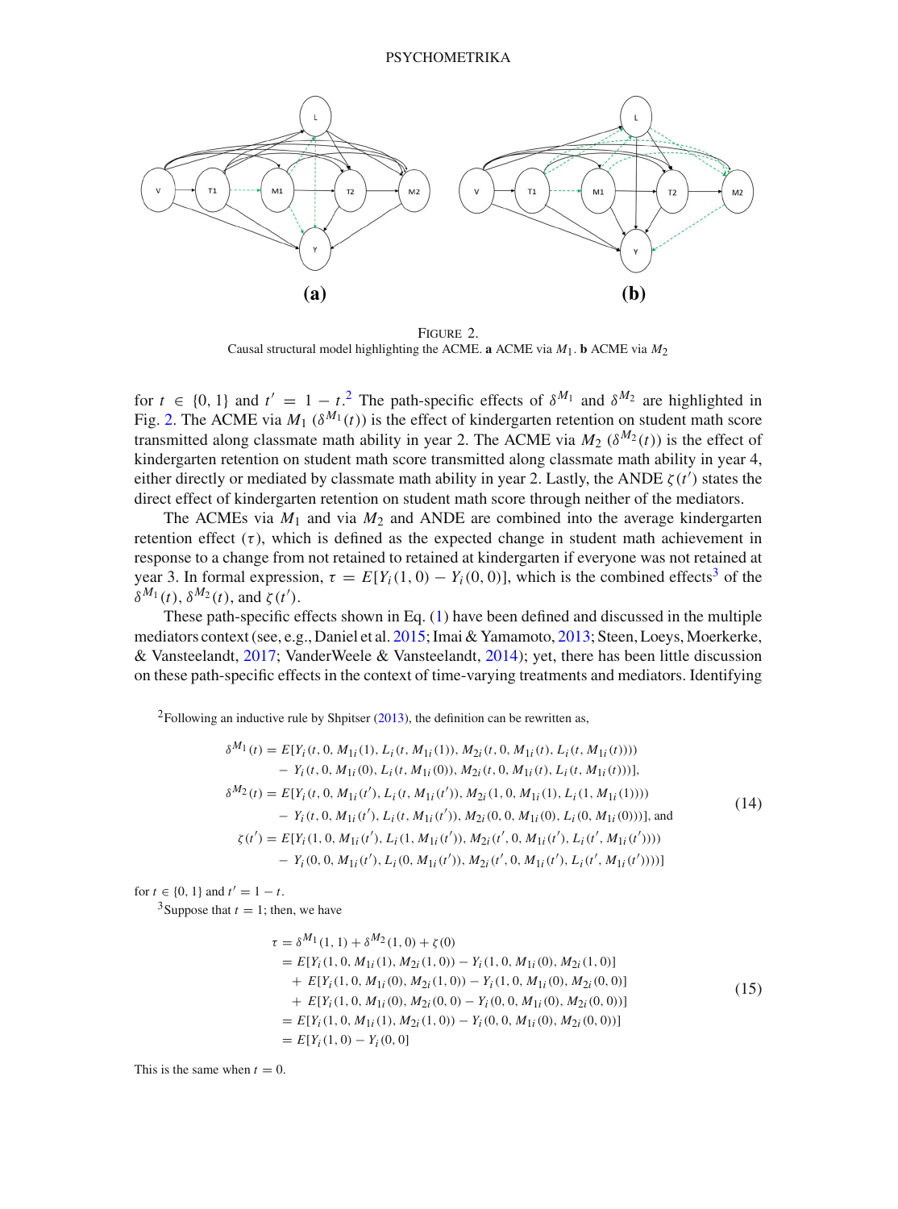FIGURE 2.
Causal structural model highlighting the ACME. **a** ACME via $M_1$. **b** ACME via $M_2$

for $t \in \{0, 1\}$ and $t' = 1 - t$.[2] The path-specific effects of $\delta^{M_1}$ and $\delta^{M_2}$ are highlighted in Fig. 2. The ACME via $M_1$ ($\delta^{M_1}(t)$) is the effect of kindergarten retention on student math score transmitted along classmate math ability in year 2. The ACME via $M_2$ ($\delta^{M_2}(t)$) is the effect of kindergarten retention on student math score transmitted along classmate math ability in year 4, either directly or mediated by classmate math ability in year 2. Lastly, the ANDE $\zeta(t')$ states the direct effect of kindergarten retention on student math score through neither of the mediators.

The ACMEs via $M_1$ and via $M_2$ and ANDE are combined into the average kindergarten retention effect ($\tau$), which is defined as the expected change in student math achievement in response to a change from not retained to retained at kindergarten if everyone was not retained at year 3. In formal expression, $\tau = E[Y_i(1, 0) - Y_i(0, 0)]$, which is the combined effects[3] of the $\delta^{M_1}(t)$, $\delta^{M_2}(t)$, and $\zeta(t')$.

These path-specific effects shown in Eq. (1) have been defined and discussed in the multiple mediators context (see, e.g., Daniel et al. 2015; Imai & Yamamoto, 2013; Steen, Loeys, Moerkerke, & Vansteelandt, 2017; VanderWeele & Vansteelandt, 2014); yet, there has been little discussion on these path-specific effects in the context of time-varying treatments and mediators. Identifying

[2] Following an inductive rule by Shpitser (2013), the definition can be rewritten as,

$$
\begin{aligned}
\delta^{M_1}(t) &= E[Y_i(t, 0, M_{1i}(1), L_i(t, M_{1i}(1)), M_{2i}(t, 0, M_{1i}(t), L_i(t, M_{1i}(t)))) \\
&\quad - Y_i(t, 0, M_{1i}(0), L_i(t, M_{1i}(0)), M_{2i}(t, 0, M_{1i}(t), L_i(t, M_{1i}(t))))], \\
\delta^{M_2}(t) &= E[Y_i(t, 0, M_{1i}(t'), L_i(t, M_{1i}(t')), M_{2i}(1, 0, M_{1i}(1), L_i(1, M_{1i}(1)))) \\
&\quad - Y_i(t, 0, M_{1i}(t'), L_i(t, M_{1i}(t')), M_{2i}(0, 0, M_{1i}(0), L_i(0, M_{1i}(0))))], \text{ and} \\
\zeta(t') &= E[Y_i(1, 0, M_{1i}(t'), L_i(1, M_{1i}(t')), M_{2i}(t', 0, M_{1i}(t'), L_i(t', M_{1i}(t')))) \\
&\quad - Y_i(0, 0, M_{1i}(t'), L_i(0, M_{1i}(t')), M_{2i}(t', 0, M_{1i}(t'), L_i(t', M_{1i}(t'))))]
\end{aligned}
\tag{14}
$$

for $t \in \{0, 1\}$ and $t' = 1 - t$.

[3] Suppose that $t = 1$; then, we have

$$
\begin{aligned}
\tau &= \delta^{M_1}(1, 1) + \delta^{M_2}(1, 0) + \zeta(0) \\
&= E[Y_i(1, 0, M_{1i}(1), M_{2i}(1, 0)) - Y_i(1, 0, M_{1i}(0), M_{2i}(1, 0)] \\
&\quad + E[Y_i(1, 0, M_{1i}(0), M_{2i}(1, 0)) - Y_i(1, 0, M_{1i}(0), M_{2i}(0, 0)] \\
&\quad + E[Y_i(1, 0, M_{1i}(0), M_{2i}(0, 0) - Y_i(0, 0, M_{1i}(0), M_{2i}(0, 0))] \\
&= E[Y_i(1, 0, M_{1i}(1), M_{2i}(1, 0)) - Y_i(0, 0, M_{1i}(0), M_{2i}(0, 0))] \\
&= E[Y_i(1, 0) - Y_i(0, 0]
\end{aligned}
\tag{15}
$$

This is the same when $t = 0$.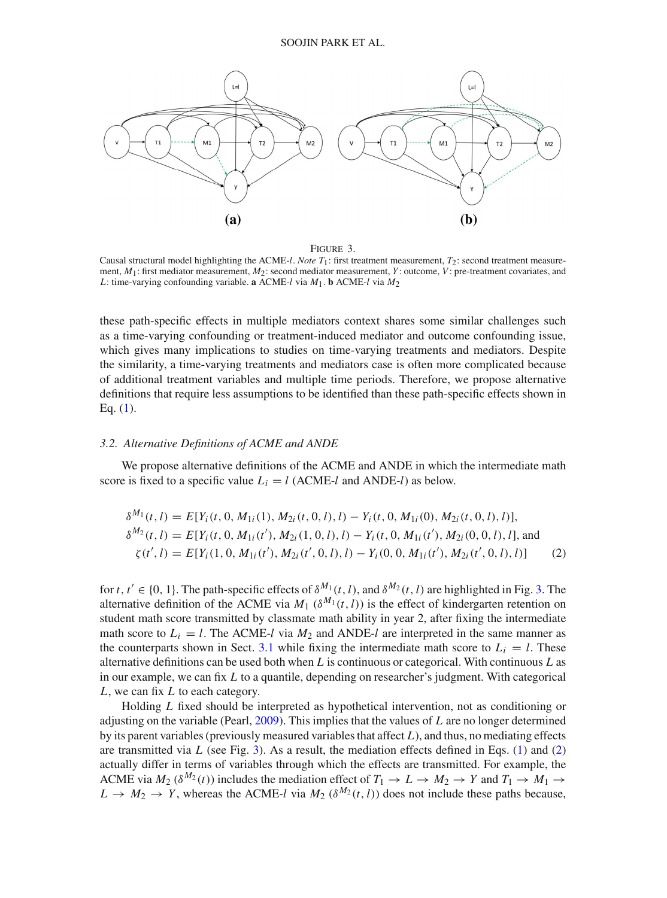FIGURE 3.

Causal structural model highlighting the ACME-*l*. *Note* $T_1$: first treatment measurement, $T_2$: second treatment measurement, $M_1$: first mediator measurement, $M_2$: second mediator measurement, $Y$: outcome, $V$: pre-treatment covariates, and $L$: time-varying confounding variable. **a** ACME-*l* via $M_1$. **b** ACME-*l* via $M_2$

these path-specific effects in multiple mediators context shares some similar challenges such as a time-varying confounding or treatment-induced mediator and outcome confounding issue, which gives many implications to studies on time-varying treatments and mediators. Despite the similarity, a time-varying treatments and mediators case is often more complicated because of additional treatment variables and multiple time periods. Therefore, we propose alternative definitions that require less assumptions to be identified than these path-specific effects shown in Eq. (1).

### 3.2. Alternative Definitions of ACME and ANDE

We propose alternative definitions of the ACME and ANDE in which the intermediate math score is fixed to a specific value $L_i = l$ (ACME-*l* and ANDE-*l*) as below.

$$
\begin{aligned}
\delta^{M_1}(t,l) &= E[Y_i(t,0,M_{1i}(1),M_{2i}(t,0,l),l) - Y_i(t,0,M_{1i}(0),M_{2i}(t,0,l),l)],\\
\delta^{M_2}(t,l) &= E[Y_i(t,0,M_{1i}(t'),M_{2i}(1,0,l),l) - Y_i(t,0,M_{1i}(t'),M_{2i}(0,0,l),l], \text{ and}\\
\zeta(t',l) &= E[Y_i(1,0,M_{1i}(t'),M_{2i}(t',0,l),l) - Y_i(0,0,M_{1i}(t'),M_{2i}(t',0,l),l)] \qquad (2)
\end{aligned}
$$

for $t, t' \in \{0, 1\}$. The path-specific effects of $\delta^{M_1}(t,l)$, and $\delta^{M_2}(t,l)$ are highlighted in Fig. 3. The alternative definition of the ACME via $M_1$ ($\delta^{M_1}(t,l)$) is the effect of kindergarten retention on student math score transmitted by classmate math ability in year 2, after fixing the intermediate math score to $L_i = l$. The ACME-*l* via $M_2$ and ANDE-*l* are interpreted in the same manner as the counterparts shown in Sect. 3.1 while fixing the intermediate math score to $L_i = l$. These alternative definitions can be used both when $L$ is continuous or categorical. With continuous $L$ as in our example, we can fix $L$ to a quantile, depending on researcher's judgment. With categorical $L$, we can fix $L$ to each category.

Holding $L$ fixed should be interpreted as hypothetical intervention, not as conditioning or adjusting on the variable (Pearl, 2009). This implies that the values of $L$ are no longer determined by its parent variables (previously measured variables that affect $L$), and thus, no mediating effects are transmitted via $L$ (see Fig. 3). As a result, the mediation effects defined in Eqs. (1) and (2) actually differ in terms of variables through which the effects are transmitted. For example, the ACME via $M_2$ ($\delta^{M_2}(t)$) includes the mediation effect of $T_1 \to L \to M_2 \to Y$ and $T_1 \to M_1 \to L \to M_2 \to Y$, whereas the ACME-*l* via $M_2$ ($\delta^{M_2}(t,l)$) does not include these paths because,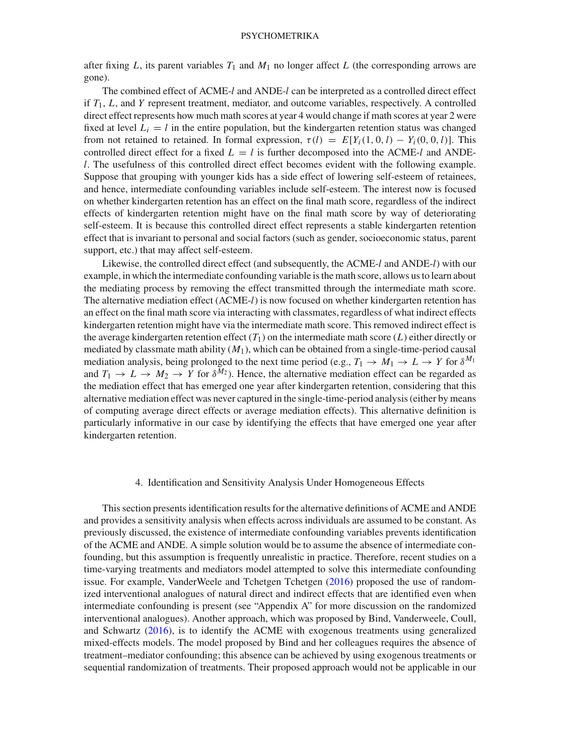after fixing $L$, its parent variables $T_1$ and $M_1$ no longer affect $L$ (the corresponding arrows are gone).

The combined effect of ACME-$l$ and ANDE-$l$ can be interpreted as a controlled direct effect if $T_1$, $L$, and $Y$ represent treatment, mediator, and outcome variables, respectively. A controlled direct effect represents how much math scores at year 4 would change if math scores at year 2 were fixed at level $L_i = l$ in the entire population, but the kindergarten retention status was changed from not retained to retained. In formal expression, $\tau(l) = E[Y_i(1, 0, l) - Y_i(0, 0, l)]$. This controlled direct effect for a fixed $L = l$ is further decomposed into the ACME-$l$ and ANDE-$l$. The usefulness of this controlled direct effect becomes evident with the following example. Suppose that grouping with younger kids has a side effect of lowering self-esteem of retainees, and hence, intermediate confounding variables include self-esteem. The interest now is focused on whether kindergarten retention has an effect on the final math score, regardless of the indirect effects of kindergarten retention might have on the final math score by way of deteriorating self-esteem. It is because this controlled direct effect represents a stable kindergarten retention effect that is invariant to personal and social factors (such as gender, socioeconomic status, parent support, etc.) that may affect self-esteem.

Likewise, the controlled direct effect (and subsequently, the ACME-$l$ and ANDE-$l$) with our example, in which the intermediate confounding variable is the math score, allows us to learn about the mediating process by removing the effect transmitted through the intermediate math score. The alternative mediation effect (ACME-$l$) is now focused on whether kindergarten retention has an effect on the final math score via interacting with classmates, regardless of what indirect effects kindergarten retention might have via the intermediate math score. This removed indirect effect is the average kindergarten retention effect ($T_1$) on the intermediate math score ($L$) either directly or mediated by classmate math ability ($M_1$), which can be obtained from a single-time-period causal mediation analysis, being prolonged to the next time period (e.g., $T_1 \rightarrow M_1 \rightarrow L \rightarrow Y$ for $\delta^{M_1}$ and $T_1 \rightarrow L \rightarrow M_2 \rightarrow Y$ for $\delta^{M_2}$). Hence, the alternative mediation effect can be regarded as the mediation effect that has emerged one year after kindergarten retention, considering that this alternative mediation effect was never captured in the single-time-period analysis (either by means of computing average direct effects or average mediation effects). This alternative definition is particularly informative in our case by identifying the effects that have emerged one year after kindergarten retention.

## 4. Identification and Sensitivity Analysis Under Homogeneous Effects

This section presents identification results for the alternative definitions of ACME and ANDE and provides a sensitivity analysis when effects across individuals are assumed to be constant. As previously discussed, the existence of intermediate confounding variables prevents identification of the ACME and ANDE. A simple solution would be to assume the absence of intermediate confounding, but this assumption is frequently unrealistic in practice. Therefore, recent studies on a time-varying treatments and mediators model attempted to solve this intermediate confounding issue. For example, VanderWeele and Tchetgen Tchetgen (2016) proposed the use of randomized interventional analogues of natural direct and indirect effects that are identified even when intermediate confounding is present (see "Appendix A" for more discussion on the randomized interventional analogues). Another approach, which was proposed by Bind, Vanderweele, Coull, and Schwartz (2016), is to identify the ACME with exogenous treatments using generalized mixed-effects models. The model proposed by Bind and her colleagues requires the absence of treatment–mediator confounding; this absence can be achieved by using exogenous treatments or sequential randomization of treatments. Their proposed approach would not be applicable in our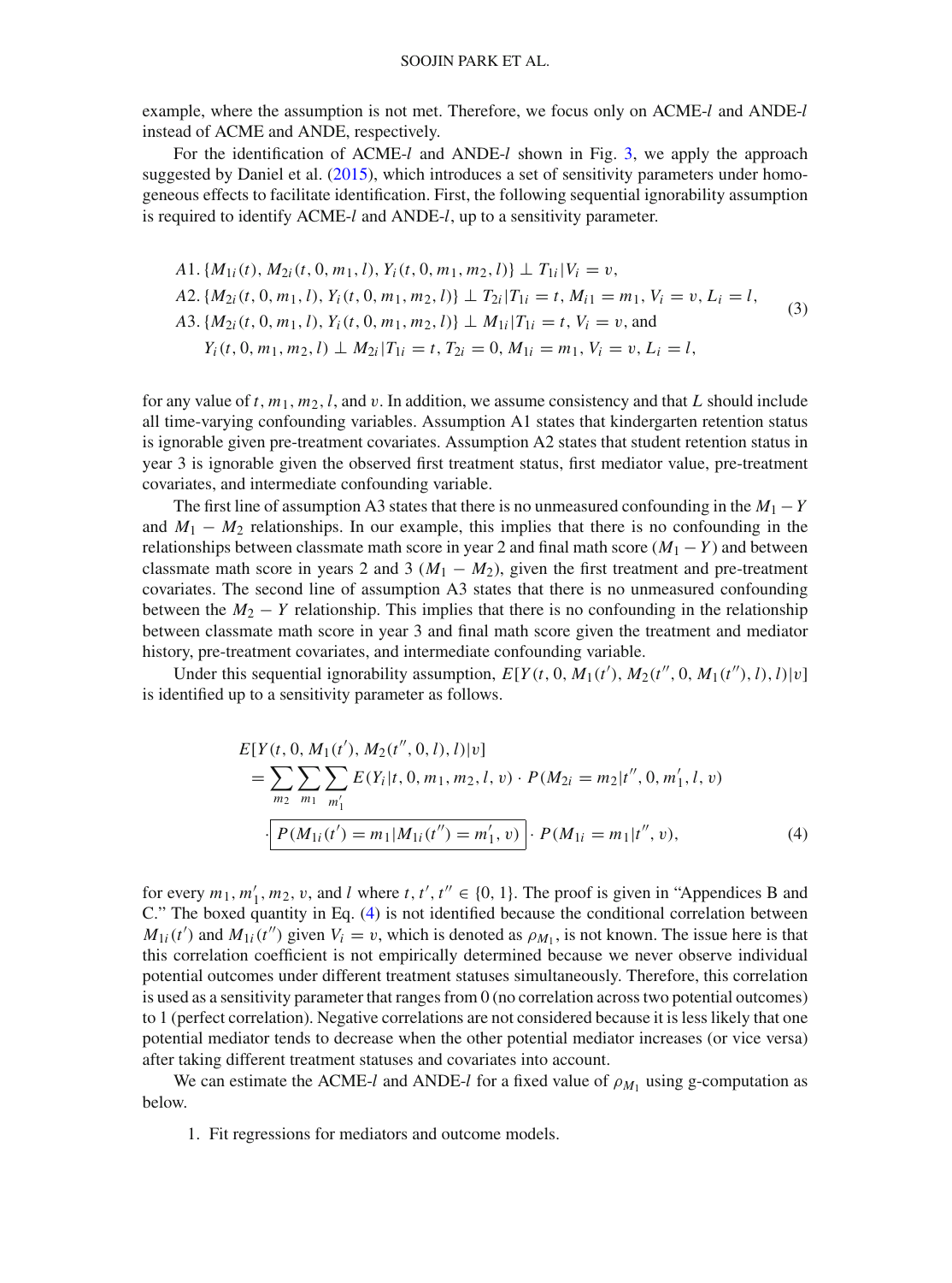example, where the assumption is not met. Therefore, we focus only on ACME-$l$ and ANDE-$l$ instead of ACME and ANDE, respectively.

For the identification of ACME-$l$ and ANDE-$l$ shown in Fig. 3, we apply the approach suggested by Daniel et al. (2015), which introduces a set of sensitivity parameters under homogeneous effects to facilitate identification. First, the following sequential ignorability assumption is required to identify ACME-$l$ and ANDE-$l$, up to a sensitivity parameter.

$$
\begin{aligned}
&A1.\ \{M_{1i}(t), M_{2i}(t,0,m_1,l), Y_i(t,0,m_1,m_2,l)\} \perp T_{1i} | V_i = v, \\
&A2.\ \{M_{2i}(t,0,m_1,l), Y_i(t,0,m_1,m_2,l)\} \perp T_{2i} | T_{1i} = t, M_{i1} = m_1, V_i = v, L_i = l, \\
&A3.\ \{M_{2i}(t,0,m_1,l), Y_i(t,0,m_1,m_2,l)\} \perp M_{1i} | T_{1i} = t, V_i = v, \text{ and} \\
&\quad\ Y_i(t,0,m_1,m_2,l) \perp M_{2i} | T_{1i} = t, T_{2i} = 0, M_{1i} = m_1, V_i = v, L_i = l,
\end{aligned}
\tag{3}
$$

for any value of $t$, $m_1$, $m_2$, $l$, and $v$. In addition, we assume consistency and that $L$ should include all time-varying confounding variables. Assumption A1 states that kindergarten retention status is ignorable given pre-treatment covariates. Assumption A2 states that student retention status in year 3 is ignorable given the observed first treatment status, first mediator value, pre-treatment covariates, and intermediate confounding variable.

The first line of assumption A3 states that there is no unmeasured confounding in the $M_1 - Y$ and $M_1 - M_2$ relationships. In our example, this implies that there is no confounding in the relationships between classmate math score in year 2 and final math score ($M_1 - Y$) and between classmate math score in years 2 and 3 ($M_1 - M_2$), given the first treatment and pre-treatment covariates. The second line of assumption A3 states that there is no unmeasured confounding between the $M_2 - Y$ relationship. This implies that there is no confounding in the relationship between classmate math score in year 3 and final math score given the treatment and mediator history, pre-treatment covariates, and intermediate confounding variable.

Under this sequential ignorability assumption, $E[Y(t, 0, M_1(t'), M_2(t'', 0, M_1(t''), l), l)|v]$ is identified up to a sensitivity parameter as follows.

$$
\begin{aligned}
&E[Y(t,0,M_1(t'), M_2(t'',0,l), l)|v] \\
&= \sum_{m_2}\sum_{m_1}\sum_{m_1'} E(Y_i|t,0,m_1,m_2,l,v) \cdot P(M_{2i} = m_2|t'',0,m_1',l,v) \\
&\quad \cdot \boxed{P(M_{1i}(t') = m_1 | M_{1i}(t'') = m_1', v)} \cdot P(M_{1i} = m_1|t'', v),
\end{aligned}
\tag{4}
$$

for every $m_1, m_1', m_2, v$, and $l$ where $t, t', t'' \in \{0, 1\}$. The proof is given in "Appendices B and C." The boxed quantity in Eq. (4) is not identified because the conditional correlation between $M_{1i}(t')$ and $M_{1i}(t'')$ given $V_i = v$, which is denoted as $\rho_{M_1}$, is not known. The issue here is that this correlation coefficient is not empirically determined because we never observe individual potential outcomes under different treatment statuses simultaneously. Therefore, this correlation is used as a sensitivity parameter that ranges from 0 (no correlation across two potential outcomes) to 1 (perfect correlation). Negative correlations are not considered because it is less likely that one potential mediator tends to decrease when the other potential mediator increases (or vice versa) after taking different treatment statuses and covariates into account.

We can estimate the ACME-$l$ and ANDE-$l$ for a fixed value of $\rho_{M_1}$ using g-computation as below.

1. Fit regressions for mediators and outcome models.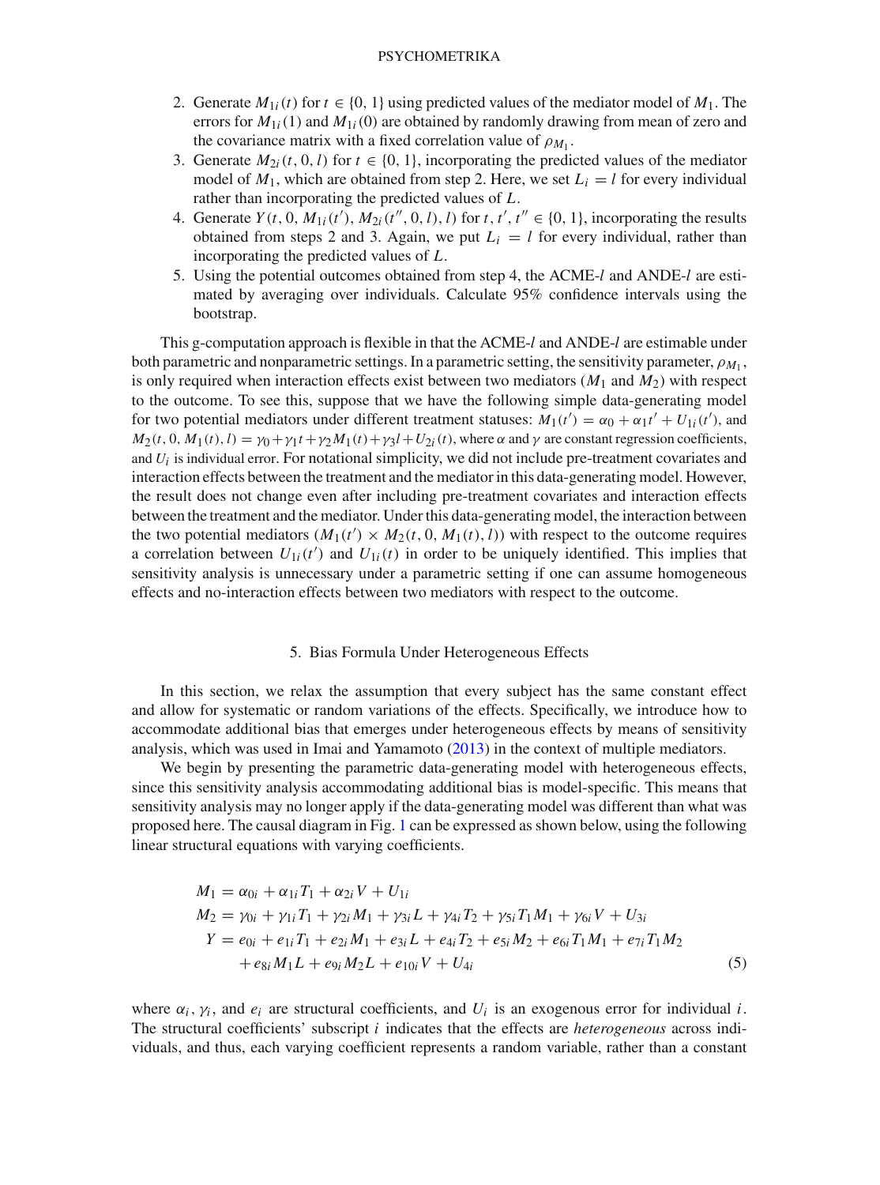2. Generate $M_{1i}(t)$ for $t \in \{0, 1\}$ using predicted values of the mediator model of $M_1$. The errors for $M_{1i}(1)$ and $M_{1i}(0)$ are obtained by randomly drawing from mean of zero and the covariance matrix with a fixed correlation value of $\rho_{M_1}$.
3. Generate $M_{2i}(t, 0, l)$ for $t \in \{0, 1\}$, incorporating the predicted values of the mediator model of $M_1$, which are obtained from step 2. Here, we set $L_i = l$ for every individual rather than incorporating the predicted values of $L$.
4. Generate $Y(t, 0, M_{1i}(t'), M_{2i}(t'', 0, l), l)$ for $t, t', t'' \in \{0, 1\}$, incorporating the results obtained from steps 2 and 3. Again, we put $L_i = l$ for every individual, rather than incorporating the predicted values of $L$.
5. Using the potential outcomes obtained from step 4, the ACME-$l$ and ANDE-$l$ are estimated by averaging over individuals. Calculate 95% confidence intervals using the bootstrap.

This g-computation approach is flexible in that the ACME-$l$ and ANDE-$l$ are estimable under both parametric and nonparametric settings. In a parametric setting, the sensitivity parameter, $\rho_{M_1}$, is only required when interaction effects exist between two mediators ($M_1$ and $M_2$) with respect to the outcome. To see this, suppose that we have the following simple data-generating model for two potential mediators under different treatment statuses: $M_1(t') = \alpha_0 + \alpha_1 t' + U_{1i}(t')$, and $M_2(t, 0, M_1(t), l) = \gamma_0 + \gamma_1 t + \gamma_2 M_1(t) + \gamma_3 l + U_{2i}(t)$, where $\alpha$ and $\gamma$ are constant regression coefficients, and $U_i$ is individual error. For notational simplicity, we did not include pre-treatment covariates and interaction effects between the treatment and the mediator in this data-generating model. However, the result does not change even after including pre-treatment covariates and interaction effects between the treatment and the mediator. Under this data-generating model, the interaction between the two potential mediators ($M_1(t') \times M_2(t, 0, M_1(t), l)$) with respect to the outcome requires a correlation between $U_{1i}(t')$ and $U_{1i}(t)$ in order to be uniquely identified. This implies that sensitivity analysis is unnecessary under a parametric setting if one can assume homogeneous effects and no-interaction effects between two mediators with respect to the outcome.

## 5. Bias Formula Under Heterogeneous Effects

In this section, we relax the assumption that every subject has the same constant effect and allow for systematic or random variations of the effects. Specifically, we introduce how to accommodate additional bias that emerges under heterogeneous effects by means of sensitivity analysis, which was used in Imai and Yamamoto (2013) in the context of multiple mediators.

We begin by presenting the parametric data-generating model with heterogeneous effects, since this sensitivity analysis accommodating additional bias is model-specific. This means that sensitivity analysis may no longer apply if the data-generating model was different than what was proposed here. The causal diagram in Fig. 1 can be expressed as shown below, using the following linear structural equations with varying coefficients.

$$
\begin{aligned}
M_1 &= \alpha_{0i} + \alpha_{1i} T_1 + \alpha_{2i} V + U_{1i} \\
M_2 &= \gamma_{0i} + \gamma_{1i} T_1 + \gamma_{2i} M_1 + \gamma_{3i} L + \gamma_{4i} T_2 + \gamma_{5i} T_1 M_1 + \gamma_{6i} V + U_{3i} \\
Y &= e_{0i} + e_{1i} T_1 + e_{2i} M_1 + e_{3i} L + e_{4i} T_2 + e_{5i} M_2 + e_{6i} T_1 M_1 + e_{7i} T_1 M_2 \\
&\quad + e_{8i} M_1 L + e_{9i} M_2 L + e_{10i} V + U_{4i}
\end{aligned}
\tag{5}
$$

where $\alpha_i$, $\gamma_i$, and $e_i$ are structural coefficients, and $U_i$ is an exogenous error for individual $i$. The structural coefficients' subscript $i$ indicates that the effects are *heterogeneous* across individuals, and thus, each varying coefficient represents a random variable, rather than a constant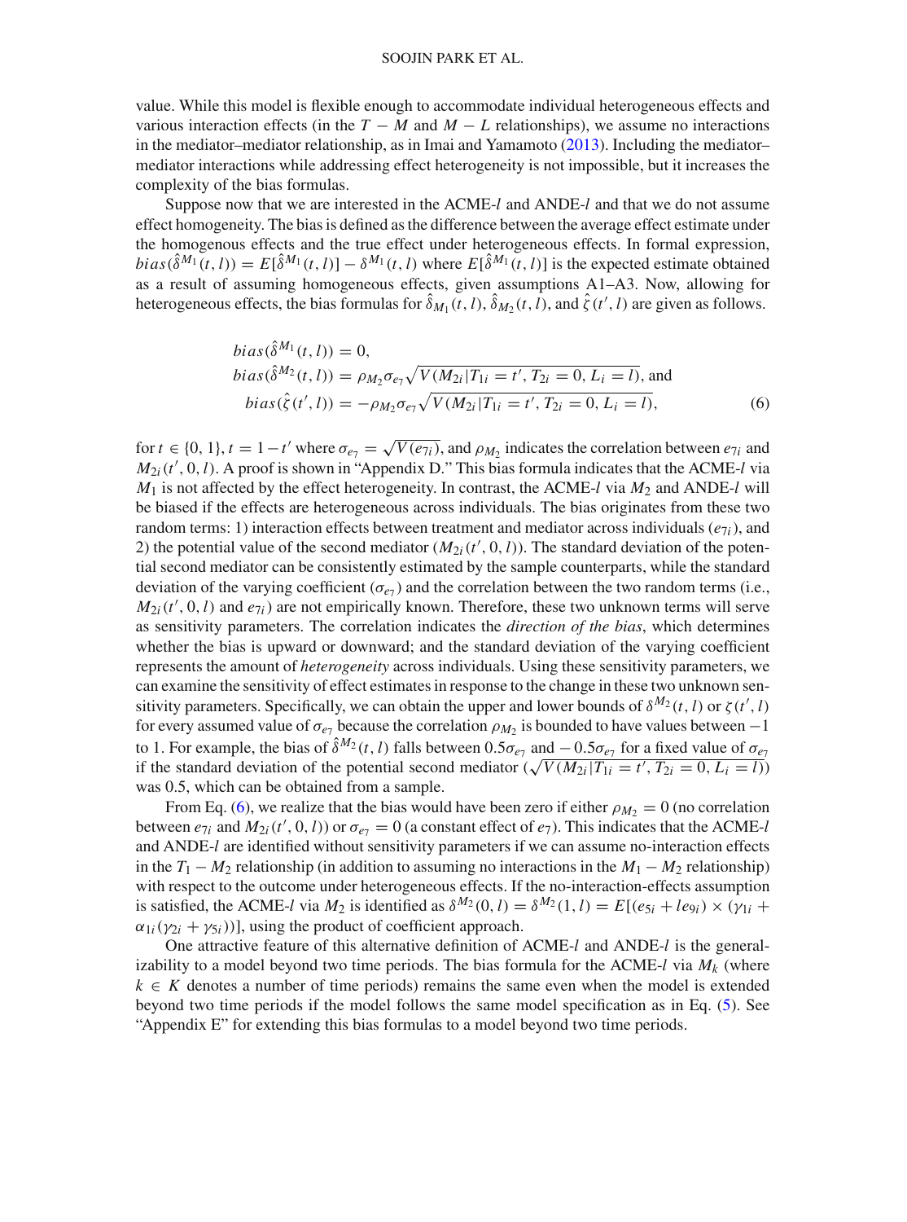value. While this model is flexible enough to accommodate individual heterogeneous effects and various interaction effects (in the $T-M$ and $M-L$ relationships), we assume no interactions in the mediator–mediator relationship, as in Imai and Yamamoto (2013). Including the mediator–mediator interactions while addressing effect heterogeneity is not impossible, but it increases the complexity of the bias formulas.

Suppose now that we are interested in the ACME-*l* and ANDE-*l* and that we do not assume effect homogeneity. The bias is defined as the difference between the average effect estimate under the homogenous effects and the true effect under heterogeneous effects. In formal expression, $bias(\hat{\delta}^{M_1}(t,l)) = E[\hat{\delta}^{M_1}(t,l)] - \delta^{M_1}(t,l)$ where $E[\hat{\delta}^{M_1}(t,l)]$ is the expected estimate obtained as a result of assuming homogeneous effects, given assumptions A1–A3. Now, allowing for heterogeneous effects, the bias formulas for $\hat{\delta}_{M_1}(t,l)$, $\hat{\delta}_{M_2}(t,l)$, and $\hat{\zeta}(t',l)$ are given as follows.

$$
\begin{aligned}
bias(\hat{\delta}^{M_1}(t,l)) &= 0,\\
bias(\hat{\delta}^{M_2}(t,l)) &= \rho_{M_2}\sigma_{e_7}\sqrt{V(M_{2i}|T_{1i}=t', T_{2i}=0, L_i=l)}, \text{ and}\\
bias(\hat{\zeta}(t',l)) &= -\rho_{M_2}\sigma_{e_7}\sqrt{V(M_{2i}|T_{1i}=t', T_{2i}=0, L_i=l)},
\end{aligned}
\tag{6}
$$

for $t \in \{0,1\}$, $t = 1-t'$ where $\sigma_{e_7} = \sqrt{V(e_{7i})}$, and $\rho_{M_2}$ indicates the correlation between $e_{7i}$ and $M_{2i}(t',0,l)$. A proof is shown in "Appendix D." This bias formula indicates that the ACME-*l* via $M_1$ is not affected by the effect heterogeneity. In contrast, the ACME-*l* via $M_2$ and ANDE-*l* will be biased if the effects are heterogeneous across individuals. The bias originates from these two random terms: 1) interaction effects between treatment and mediator across individuals ($e_{7i}$), and 2) the potential value of the second mediator ($M_{2i}(t',0,l)$). The standard deviation of the potential second mediator can be consistently estimated by the sample counterparts, while the standard deviation of the varying coefficient ($\sigma_{e_7}$) and the correlation between the two random terms (i.e., $M_{2i}(t',0,l)$ and $e_{7i}$) are not empirically known. Therefore, these two unknown terms will serve as sensitivity parameters. The correlation indicates the *direction of the bias*, which determines whether the bias is upward or downward; and the standard deviation of the varying coefficient represents the amount of *heterogeneity* across individuals. Using these sensitivity parameters, we can examine the sensitivity of effect estimates in response to the change in these two unknown sensitivity parameters. Specifically, we can obtain the upper and lower bounds of $\delta^{M_2}(t,l)$ or $\zeta(t',l)$ for every assumed value of $\sigma_{e_7}$ because the correlation $\rho_{M_2}$ is bounded to have values between $-1$ to 1. For example, the bias of $\hat{\delta}^{M_2}(t,l)$ falls between $0.5\sigma_{e_7}$ and $-0.5\sigma_{e_7}$ for a fixed value of $\sigma_{e_7}$ if the standard deviation of the potential second mediator ($\sqrt{V(M_{2i}|T_{1i}=t', T_{2i}=0, L_i=l)}$) was 0.5, which can be obtained from a sample.

From Eq. (6), we realize that the bias would have been zero if either $\rho_{M_2}=0$ (no correlation between $e_{7i}$ and $M_{2i}(t',0,l)$) or $\sigma_{e_7}=0$ (a constant effect of $e_7$). This indicates that the ACME-*l* and ANDE-*l* are identified without sensitivity parameters if we can assume no-interaction effects in the $T_1-M_2$ relationship (in addition to assuming no interactions in the $M_1-M_2$ relationship) with respect to the outcome under heterogeneous effects. If the no-interaction-effects assumption is satisfied, the ACME-*l* via $M_2$ is identified as $\delta^{M_2}(0,l) = \delta^{M_2}(1,l) = E[(e_{5i}+le_{9i}) \times (\gamma_{1i} + \alpha_{1i}(\gamma_{2i}+\gamma_{5i}))]$, using the product of coefficient approach.

One attractive feature of this alternative definition of ACME-*l* and ANDE-*l* is the generalizability to a model beyond two time periods. The bias formula for the ACME-*l* via $M_k$ (where $k \in K$ denotes a number of time periods) remains the same even when the model is extended beyond two time periods if the model follows the same model specification as in Eq. (5). See "Appendix E" for extending this bias formulas to a model beyond two time periods.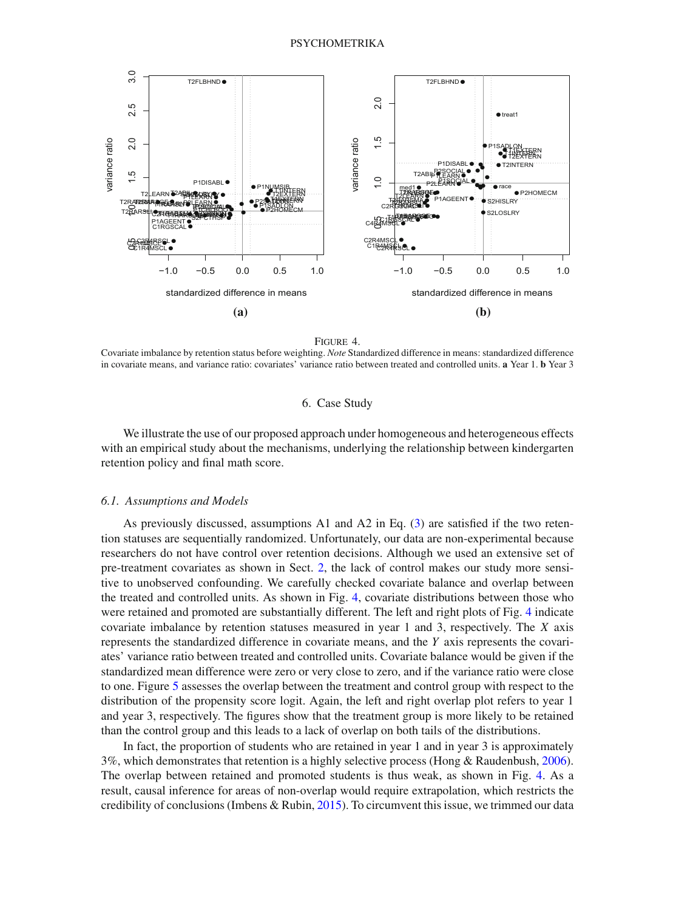FIGURE 4.

Covariate imbalance by retention status before weighting. *Note* Standardized difference in means: standardized difference in covariate means, and variance ratio: covariates' variance ratio between treated and controlled units. **a** Year 1. **b** Year 3

## 6. Case Study

We illustrate the use of our proposed approach under homogeneous and heterogeneous effects with an empirical study about the mechanisms, underlying the relationship between kindergarten retention policy and final math score.

### 6.1. Assumptions and Models

As previously discussed, assumptions A1 and A2 in Eq. (3) are satisfied if the two retention statuses are sequentially randomized. Unfortunately, our data are non-experimental because researchers do not have control over retention decisions. Although we used an extensive set of pre-treatment covariates as shown in Sect. 2, the lack of control makes our study more sensitive to unobserved confounding. We carefully checked covariate balance and overlap between the treated and controlled units. As shown in Fig. 4, covariate distributions between those who were retained and promoted are substantially different. The left and right plots of Fig. 4 indicate covariate imbalance by retention statuses measured in year 1 and 3, respectively. The $X$ axis represents the standardized difference in covariate means, and the $Y$ axis represents the covariates' variance ratio between treated and controlled units. Covariate balance would be given if the standardized mean difference were zero or very close to zero, and if the variance ratio were close to one. Figure 5 assesses the overlap between the treatment and control group with respect to the distribution of the propensity score logit. Again, the left and right overlap plot refers to year 1 and year 3, respectively. The figures show that the treatment group is more likely to be retained than the control group and this leads to a lack of overlap on both tails of the distributions.

In fact, the proportion of students who are retained in year 1 and in year 3 is approximately 3%, which demonstrates that retention is a highly selective process (Hong & Raudenbush, 2006). The overlap between retained and promoted students is thus weak, as shown in Fig. 4. As a result, causal inference for areas of non-overlap would require extrapolation, which restricts the credibility of conclusions (Imbens & Rubin, 2015). To circumvent this issue, we trimmed our data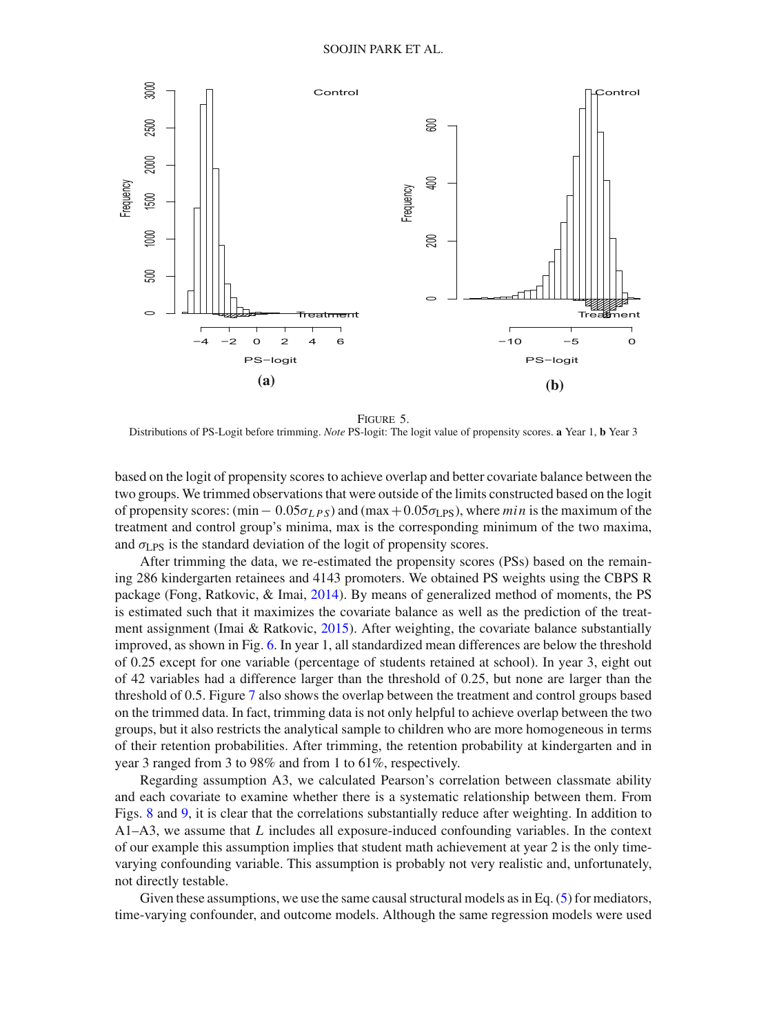FIGURE 5.
Distributions of PS-Logit before trimming. *Note* PS-logit: The logit value of propensity scores. **a** Year 1, **b** Year 3

based on the logit of propensity scores to achieve overlap and better covariate balance between the two groups. We trimmed observations that were outside of the limits constructed based on the logit of propensity scores: $(\min - 0.05\sigma_{LPS})$ and $(\max + 0.05\sigma_{\text{LPS}})$, where *min* is the maximum of the treatment and control group's minima, max is the corresponding minimum of the two maxima, and $\sigma_{\text{LPS}}$ is the standard deviation of the logit of propensity scores.

After trimming the data, we re-estimated the propensity scores (PSs) based on the remaining 286 kindergarten retainees and 4143 promoters. We obtained PS weights using the CBPS R package (Fong, Ratkovic, & Imai, 2014). By means of generalized method of moments, the PS is estimated such that it maximizes the covariate balance as well as the prediction of the treatment assignment (Imai & Ratkovic, 2015). After weighting, the covariate balance substantially improved, as shown in Fig. 6. In year 1, all standardized mean differences are below the threshold of 0.25 except for one variable (percentage of students retained at school). In year 3, eight out of 42 variables had a difference larger than the threshold of 0.25, but none are larger than the threshold of 0.5. Figure 7 also shows the overlap between the treatment and control groups based on the trimmed data. In fact, trimming data is not only helpful to achieve overlap between the two groups, but it also restricts the analytical sample to children who are more homogeneous in terms of their retention probabilities. After trimming, the retention probability at kindergarten and in year 3 ranged from 3 to 98% and from 1 to 61%, respectively.

Regarding assumption A3, we calculated Pearson's correlation between classmate ability and each covariate to examine whether there is a systematic relationship between them. From Figs. 8 and 9, it is clear that the correlations substantially reduce after weighting. In addition to A1–A3, we assume that $L$ includes all exposure-induced confounding variables. In the context of our example this assumption implies that student math achievement at year 2 is the only time-varying confounding variable. This assumption is probably not very realistic and, unfortunately, not directly testable.

Given these assumptions, we use the same causal structural models as in Eq. (5) for mediators, time-varying confounder, and outcome models. Although the same regression models were used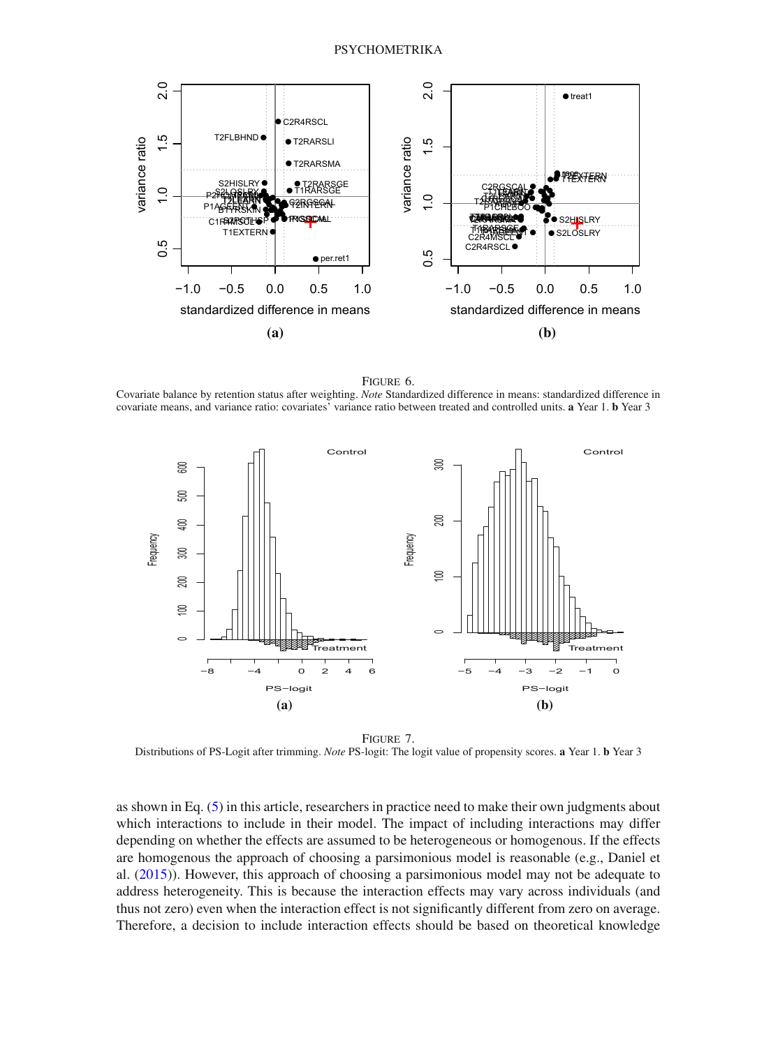FIGURE 6.
Covariate balance by retention status after weighting. *Note* Standardized difference in means: standardized difference in covariate means, and variance ratio: covariates' variance ratio between treated and controlled units. **a** Year 1. **b** Year 3

FIGURE 7.
Distributions of PS-Logit after trimming. *Note* PS-logit: The logit value of propensity scores. **a** Year 1. **b** Year 3

as shown in Eq. (5) in this article, researchers in practice need to make their own judgments about which interactions to include in their model. The impact of including interactions may differ depending on whether the effects are assumed to be heterogeneous or homogenous. If the effects are homogenous the approach of choosing a parsimonious model is reasonable (e.g., Daniel et al. (2015)). However, this approach of choosing a parsimonious model may not be adequate to address heterogeneity. This is because the interaction effects may vary across individuals (and thus not zero) even when the interaction effect is not significantly different from zero on average. Therefore, a decision to include interaction effects should be based on theoretical knowledge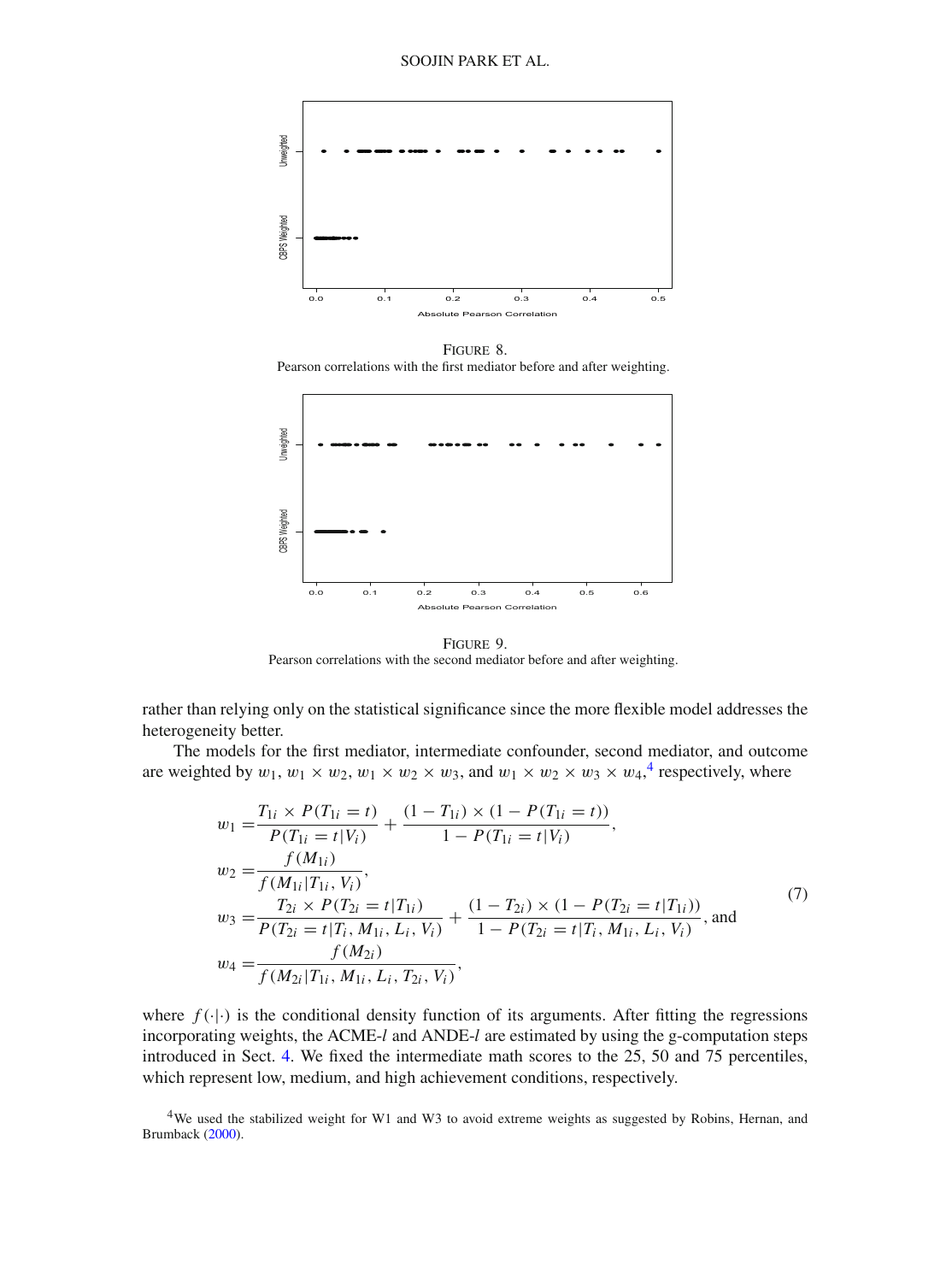FIGURE 8.
Pearson correlations with the first mediator before and after weighting.

FIGURE 9.
Pearson correlations with the second mediator before and after weighting.

rather than relying only on the statistical significance since the more flexible model addresses the heterogeneity better.

The models for the first mediator, intermediate confounder, second mediator, and outcome are weighted by $w_1$, $w_1 \times w_2$, $w_1 \times w_2 \times w_3$, and $w_1 \times w_2 \times w_3 \times w_4$,[4] respectively, where

$$
\begin{aligned}
w_1 =& \frac{T_{1i} \times P(T_{1i} = t)}{P(T_{1i} = t|V_i)} + \frac{(1 - T_{1i}) \times (1 - P(T_{1i} = t))}{1 - P(T_{1i} = t|V_i)}, \\
w_2 =& \frac{f(M_{1i})}{f(M_{1i}|T_{1i}, V_i)}, \\
w_3 =& \frac{T_{2i} \times P(T_{2i} = t|T_{1i})}{P(T_{2i} = t|T_i, M_{1i}, L_i, V_i)} + \frac{(1 - T_{2i}) \times (1 - P(T_{2i} = t|T_{1i}))}{1 - P(T_{2i} = t|T_i, M_{1i}, L_i, V_i)}, \text{ and} \\
w_4 =& \frac{f(M_{2i})}{f(M_{2i}|T_{1i}, M_{1i}, L_i, T_{2i}, V_i)},
\end{aligned}
\tag{7}
$$

where $f(\cdot|\cdot)$ is the conditional density function of its arguments. After fitting the regressions incorporating weights, the ACME-*l* and ANDE-*l* are estimated by using the g-computation steps introduced in Sect. 4. We fixed the intermediate math scores to the 25, 50 and 75 percentiles, which represent low, medium, and high achievement conditions, respectively.

[4] We used the stabilized weight for W1 and W3 to avoid extreme weights as suggested by Robins, Hernan, and Brumback (2000).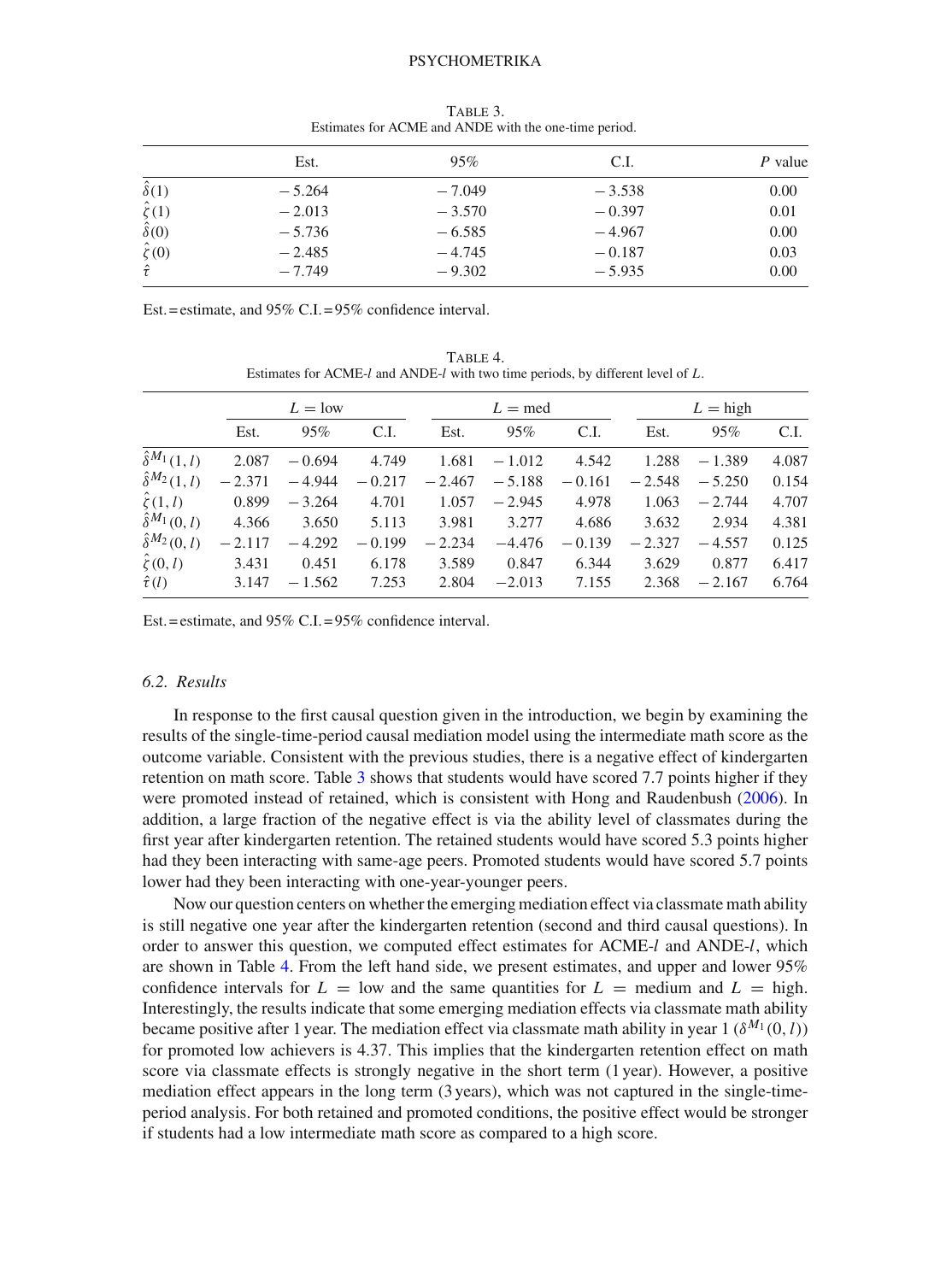Table 3.
Estimates for ACME and ANDE with the one-time period.

| | Est. | 95% | C.I. | $P$ value |
|---|---|---|---|---|
| $\hat{\delta}(1)$ | −5.264 | −7.049 | −3.538 | 0.00 |
| $\hat{\zeta}(1)$ | −2.013 | −3.570 | −0.397 | 0.01 |
| $\hat{\delta}(0)$ | −5.736 | −6.585 | −4.967 | 0.00 |
| $\hat{\zeta}(0)$ | −2.485 | −4.745 | −0.187 | 0.03 |
| $\hat{\tau}$ | −7.749 | −9.302 | −5.935 | 0.00 |

Est. = estimate, and 95% C.I. = 95% confidence interval.

Table 4.
Estimates for ACME-$l$ and ANDE-$l$ with two time periods, by different level of $L$.

| | $L$ = low | | | $L$ = med | | | $L$ = high | | |
|---|---|---|---|---|---|---|---|---|---|
| | Est. | 95% | C.I. | Est. | 95% | C.I. | Est. | 95% | C.I. |
| $\hat{\delta}^{M_1}(1, l)$ | 2.087 | −0.694 | 4.749 | 1.681 | −1.012 | 4.542 | 1.288 | −1.389 | 4.087 |
| $\hat{\delta}^{M_2}(1, l)$ | −2.371 | −4.944 | −0.217 | −2.467 | −5.188 | −0.161 | −2.548 | −5.250 | 0.154 |
| $\hat{\zeta}(1, l)$ | 0.899 | −3.264 | 4.701 | 1.057 | −2.945 | 4.978 | 1.063 | −2.744 | 4.707 |
| $\hat{\delta}^{M_1}(0, l)$ | 4.366 | 3.650 | 5.113 | 3.981 | 3.277 | 4.686 | 3.632 | 2.934 | 4.381 |
| $\hat{\delta}^{M_2}(0, l)$ | −2.117 | −4.292 | −0.199 | −2.234 | −4.476 | −0.139 | −2.327 | −4.557 | 0.125 |
| $\hat{\zeta}(0, l)$ | 3.431 | 0.451 | 6.178 | 3.589 | 0.847 | 6.344 | 3.629 | 0.877 | 6.417 |
| $\hat{\tau}(l)$ | 3.147 | −1.562 | 7.253 | 2.804 | −2.013 | 7.155 | 2.368 | −2.167 | 6.764 |

Est. = estimate, and 95% C.I. = 95% confidence interval.

### *6.2. Results*

In response to the first causal question given in the introduction, we begin by examining the results of the single-time-period causal mediation model using the intermediate math score as the outcome variable. Consistent with the previous studies, there is a negative effect of kindergarten retention on math score. Table 3 shows that students would have scored 7.7 points higher if they were promoted instead of retained, which is consistent with Hong and Raudenbush (2006). In addition, a large fraction of the negative effect is via the ability level of classmates during the first year after kindergarten retention. The retained students would have scored 5.3 points higher had they been interacting with same-age peers. Promoted students would have scored 5.7 points lower had they been interacting with one-year-younger peers.

Now our question centers on whether the emerging mediation effect via classmate math ability is still negative one year after the kindergarten retention (second and third causal questions). In order to answer this question, we computed effect estimates for ACME-$l$ and ANDE-$l$, which are shown in Table 4. From the left hand side, we present estimates, and upper and lower 95% confidence intervals for $L$ = low and the same quantities for $L$ = medium and $L$ = high. Interestingly, the results indicate that some emerging mediation effects via classmate math ability became positive after 1 year. The mediation effect via classmate math ability in year 1 ($\delta^{M_1}(0, l)$) for promoted low achievers is 4.37. This implies that the kindergarten retention effect on math score via classmate effects is strongly negative in the short term (1 year). However, a positive mediation effect appears in the long term (3 years), which was not captured in the single-time-period analysis. For both retained and promoted conditions, the positive effect would be stronger if students had a low intermediate math score as compared to a high score.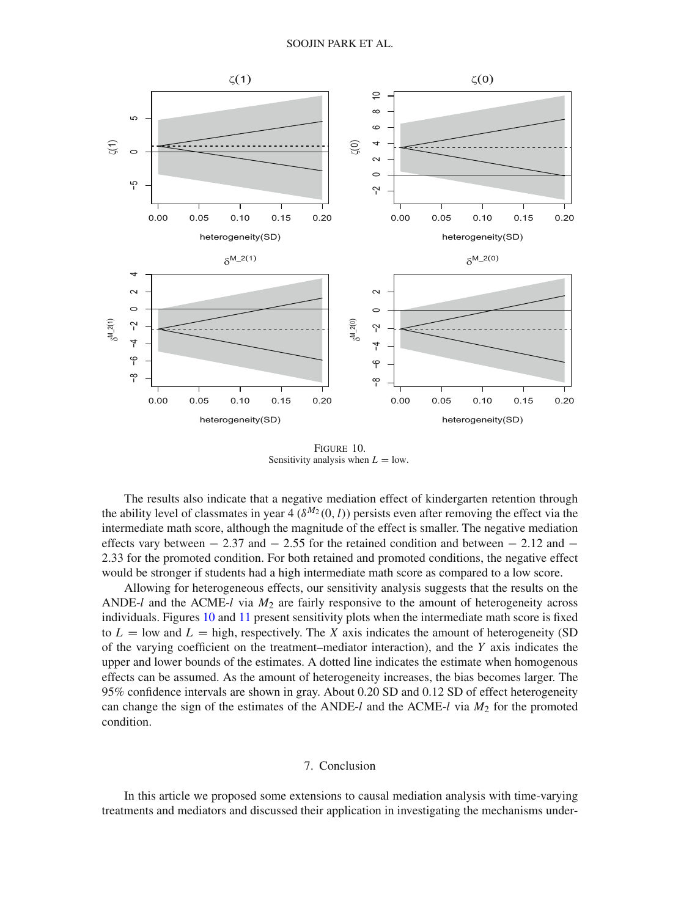FIGURE 10.
Sensitivity analysis when $L$ = low.

The results also indicate that a negative mediation effect of kindergarten retention through the ability level of classmates in year 4 ($\delta^{M_2}(0, l)$) persists even after removing the effect via the intermediate math score, although the magnitude of the effect is smaller. The negative mediation effects vary between − 2.37 and − 2.55 for the retained condition and between − 2.12 and − 2.33 for the promoted condition. For both retained and promoted conditions, the negative effect would be stronger if students had a high intermediate math score as compared to a low score.

Allowing for heterogeneous effects, our sensitivity analysis suggests that the results on the ANDE-$l$ and the ACME-$l$ via $M_2$ are fairly responsive to the amount of heterogeneity across individuals. Figures 10 and 11 present sensitivity plots when the intermediate math score is fixed to $L$ = low and $L$ = high, respectively. The $X$ axis indicates the amount of heterogeneity (SD of the varying coefficient on the treatment–mediator interaction), and the $Y$ axis indicates the upper and lower bounds of the estimates. A dotted line indicates the estimate when homogenous effects can be assumed. As the amount of heterogeneity increases, the bias becomes larger. The 95% confidence intervals are shown in gray. About 0.20 SD and 0.12 SD of effect heterogeneity can change the sign of the estimates of the ANDE-$l$ and the ACME-$l$ via $M_2$ for the promoted condition.

## 7. Conclusion

In this article we proposed some extensions to causal mediation analysis with time-varying treatments and mediators and discussed their application in investigating the mechanisms under-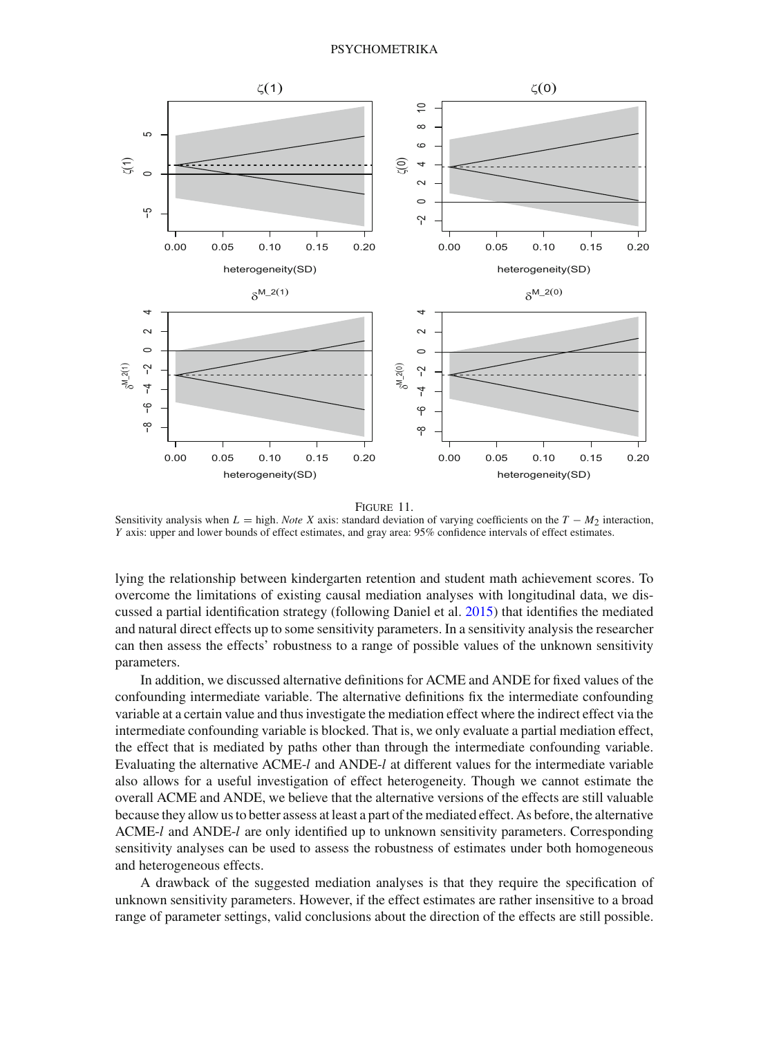FIGURE 11.
Sensitivity analysis when $L$ = high. *Note X* axis: standard deviation of varying coefficients on the $T - M_2$ interaction, *Y* axis: upper and lower bounds of effect estimates, and gray area: 95% confidence intervals of effect estimates.

lying the relationship between kindergarten retention and student math achievement scores. To overcome the limitations of existing causal mediation analyses with longitudinal data, we discussed a partial identification strategy (following Daniel et al. 2015) that identifies the mediated and natural direct effects up to some sensitivity parameters. In a sensitivity analysis the researcher can then assess the effects' robustness to a range of possible values of the unknown sensitivity parameters.

In addition, we discussed alternative definitions for ACME and ANDE for fixed values of the confounding intermediate variable. The alternative definitions fix the intermediate confounding variable at a certain value and thus investigate the mediation effect where the indirect effect via the intermediate confounding variable is blocked. That is, we only evaluate a partial mediation effect, the effect that is mediated by paths other than through the intermediate confounding variable. Evaluating the alternative ACME-*l* and ANDE-*l* at different values for the intermediate variable also allows for a useful investigation of effect heterogeneity. Though we cannot estimate the overall ACME and ANDE, we believe that the alternative versions of the effects are still valuable because they allow us to better assess at least a part of the mediated effect. As before, the alternative ACME-*l* and ANDE-*l* are only identified up to unknown sensitivity parameters. Corresponding sensitivity analyses can be used to assess the robustness of estimates under both homogeneous and heterogeneous effects.

A drawback of the suggested mediation analyses is that they require the specification of unknown sensitivity parameters. However, if the effect estimates are rather insensitive to a broad range of parameter settings, valid conclusions about the direction of the effects are still possible.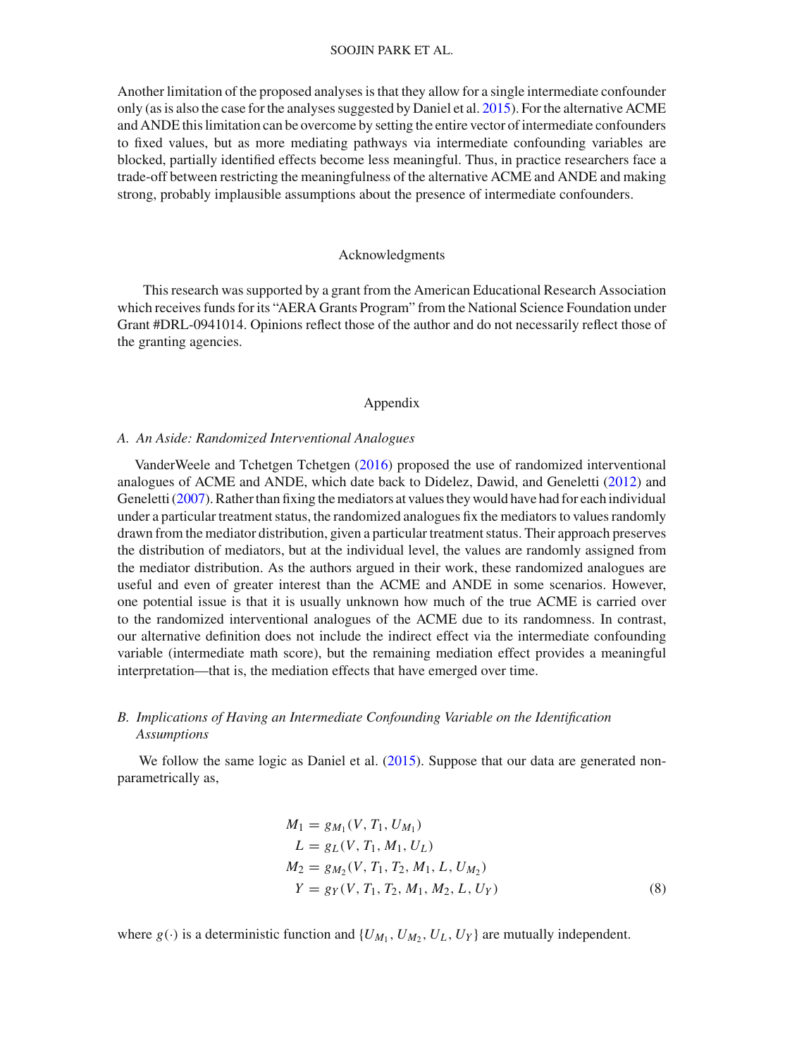Another limitation of the proposed analyses is that they allow for a single intermediate confounder only (as is also the case for the analyses suggested by Daniel et al. 2015). For the alternative ACME and ANDE this limitation can be overcome by setting the entire vector of intermediate confounders to fixed values, but as more mediating pathways via intermediate confounding variables are blocked, partially identified effects become less meaningful. Thus, in practice researchers face a trade-off between restricting the meaningfulness of the alternative ACME and ANDE and making strong, probably implausible assumptions about the presence of intermediate confounders.

## Acknowledgments

This research was supported by a grant from the American Educational Research Association which receives funds for its "AERA Grants Program" from the National Science Foundation under Grant #DRL-0941014. Opinions reflect those of the author and do not necessarily reflect those of the granting agencies.

## Appendix

### *A. An Aside: Randomized Interventional Analogues*

VanderWeele and Tchetgen Tchetgen (2016) proposed the use of randomized interventional analogues of ACME and ANDE, which date back to Didelez, Dawid, and Geneletti (2012) and Geneletti (2007). Rather than fixing the mediators at values they would have had for each individual under a particular treatment status, the randomized analogues fix the mediators to values randomly drawn from the mediator distribution, given a particular treatment status. Their approach preserves the distribution of mediators, but at the individual level, the values are randomly assigned from the mediator distribution. As the authors argued in their work, these randomized analogues are useful and even of greater interest than the ACME and ANDE in some scenarios. However, one potential issue is that it is usually unknown how much of the true ACME is carried over to the randomized interventional analogues of the ACME due to its randomness. In contrast, our alternative definition does not include the indirect effect via the intermediate confounding variable (intermediate math score), but the remaining mediation effect provides a meaningful interpretation—that is, the mediation effects that have emerged over time.

### *B. Implications of Having an Intermediate Confounding Variable on the Identification Assumptions*

We follow the same logic as Daniel et al. (2015). Suppose that our data are generated non-parametrically as,

$$
\begin{aligned}
M_1 &= g_{M_1}(V, T_1, U_{M_1}) \\
L &= g_L(V, T_1, M_1, U_L) \\
M_2 &= g_{M_2}(V, T_1, T_2, M_1, L, U_{M_2}) \\
Y &= g_Y(V, T_1, T_2, M_1, M_2, L, U_Y)
\end{aligned}
\tag{8}
$$

where $g(\cdot)$ is a deterministic function and $\{U_{M_1}, U_{M_2}, U_L, U_Y\}$ are mutually independent.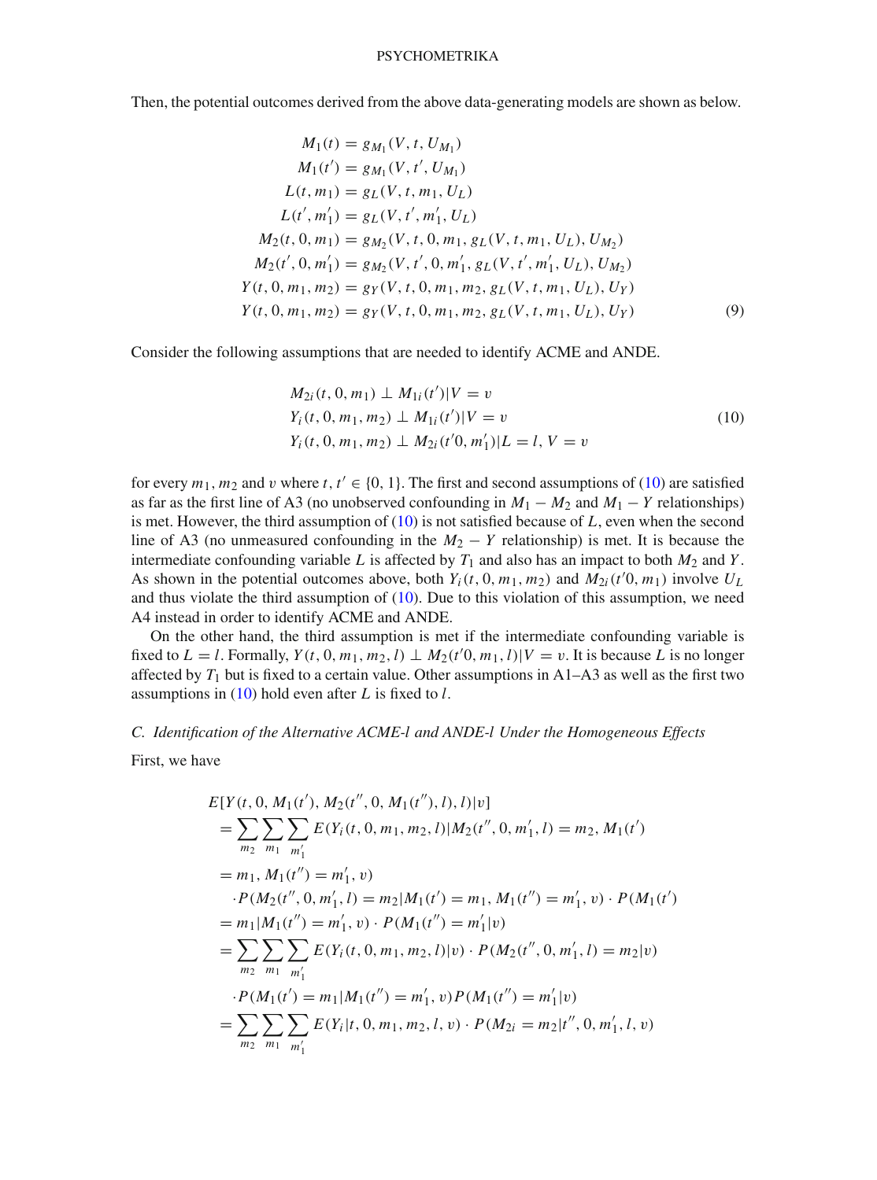Then, the potential outcomes derived from the above data-generating models are shown as below.

$$
\begin{aligned}
M_1(t) &= g_{M_1}(V, t, U_{M_1}) \\
M_1(t') &= g_{M_1}(V, t', U_{M_1}) \\
L(t, m_1) &= g_L(V, t, m_1, U_L) \\
L(t', m_1') &= g_L(V, t', m_1', U_L) \\
M_2(t, 0, m_1) &= g_{M_2}(V, t, 0, m_1, g_L(V, t, m_1, U_L), U_{M_2}) \\
M_2(t', 0, m_1') &= g_{M_2}(V, t', 0, m_1', g_L(V, t', m_1', U_L), U_{M_2}) \\
Y(t, 0, m_1, m_2) &= g_Y(V, t, 0, m_1, m_2, g_L(V, t, m_1, U_L), U_Y) \\
Y(t, 0, m_1, m_2) &= g_Y(V, t, 0, m_1, m_2, g_L(V, t, m_1, U_L), U_Y)
\end{aligned} \tag{9}
$$

Consider the following assumptions that are needed to identify ACME and ANDE.

$$
\begin{aligned}
&M_{2i}(t, 0, m_1) \perp M_{1i}(t') | V = v \\
&Y_i(t, 0, m_1, m_2) \perp M_{1i}(t') | V = v \\
&Y_i(t, 0, m_1, m_2) \perp M_{2i}(t'0, m_1') | L = l, V = v
\end{aligned} \tag{10}
$$

for every $m_1, m_2$ and $v$ where $t, t' \in \{0, 1\}$. The first and second assumptions of (10) are satisfied as far as the first line of A3 (no unobserved confounding in $M_1 - M_2$ and $M_1 - Y$ relationships) is met. However, the third assumption of (10) is not satisfied because of $L$, even when the second line of A3 (no unmeasured confounding in the $M_2 - Y$ relationship) is met. It is because the intermediate confounding variable $L$ is affected by $T_1$ and also has an impact to both $M_2$ and $Y$. As shown in the potential outcomes above, both $Y_i(t, 0, m_1, m_2)$ and $M_{2i}(t'0, m_1)$ involve $U_L$ and thus violate the third assumption of (10). Due to this violation of this assumption, we need A4 instead in order to identify ACME and ANDE.

On the other hand, the third assumption is met if the intermediate confounding variable is fixed to $L = l$. Formally, $Y(t, 0, m_1, m_2, l) \perp M_2(t'0, m_1, l) | V = v$. It is because $L$ is no longer affected by $T_1$ but is fixed to a certain value. Other assumptions in A1–A3 as well as the first two assumptions in (10) hold even after $L$ is fixed to $l$.

### C. Identification of the Alternative ACME-*l* and ANDE-*l* Under the Homogeneous Effects

First, we have

$$
\begin{aligned}
&E[Y(t, 0, M_1(t'), M_2(t'', 0, M_1(t''), l), l) | v] \\
&= \sum_{m_2} \sum_{m_1} \sum_{m_1'} E(Y_i(t, 0, m_1, m_2, l) | M_2(t'', 0, m_1', l) = m_2, M_1(t') \\
&= m_1, M_1(t'') = m_1', v) \\
&\quad \cdot P(M_2(t'', 0, m_1', l) = m_2 | M_1(t') = m_1, M_1(t'') = m_1', v) \cdot P(M_1(t') \\
&= m_1 | M_1(t'') = m_1', v) \cdot P(M_1(t'') = m_1' | v) \\
&= \sum_{m_2} \sum_{m_1} \sum_{m_1'} E(Y_i(t, 0, m_1, m_2, l) | v) \cdot P(M_2(t'', 0, m_1', l) = m_2 | v) \\
&\quad \cdot P(M_1(t') = m_1 | M_1(t'') = m_1', v) P(M_1(t'') = m_1' | v) \\
&= \sum_{m_2} \sum_{m_1} \sum_{m_1'} E(Y_i | t, 0, m_1, m_2, l, v) \cdot P(M_{2i} = m_2 | t'', 0, m_1', l, v)
\end{aligned}
$$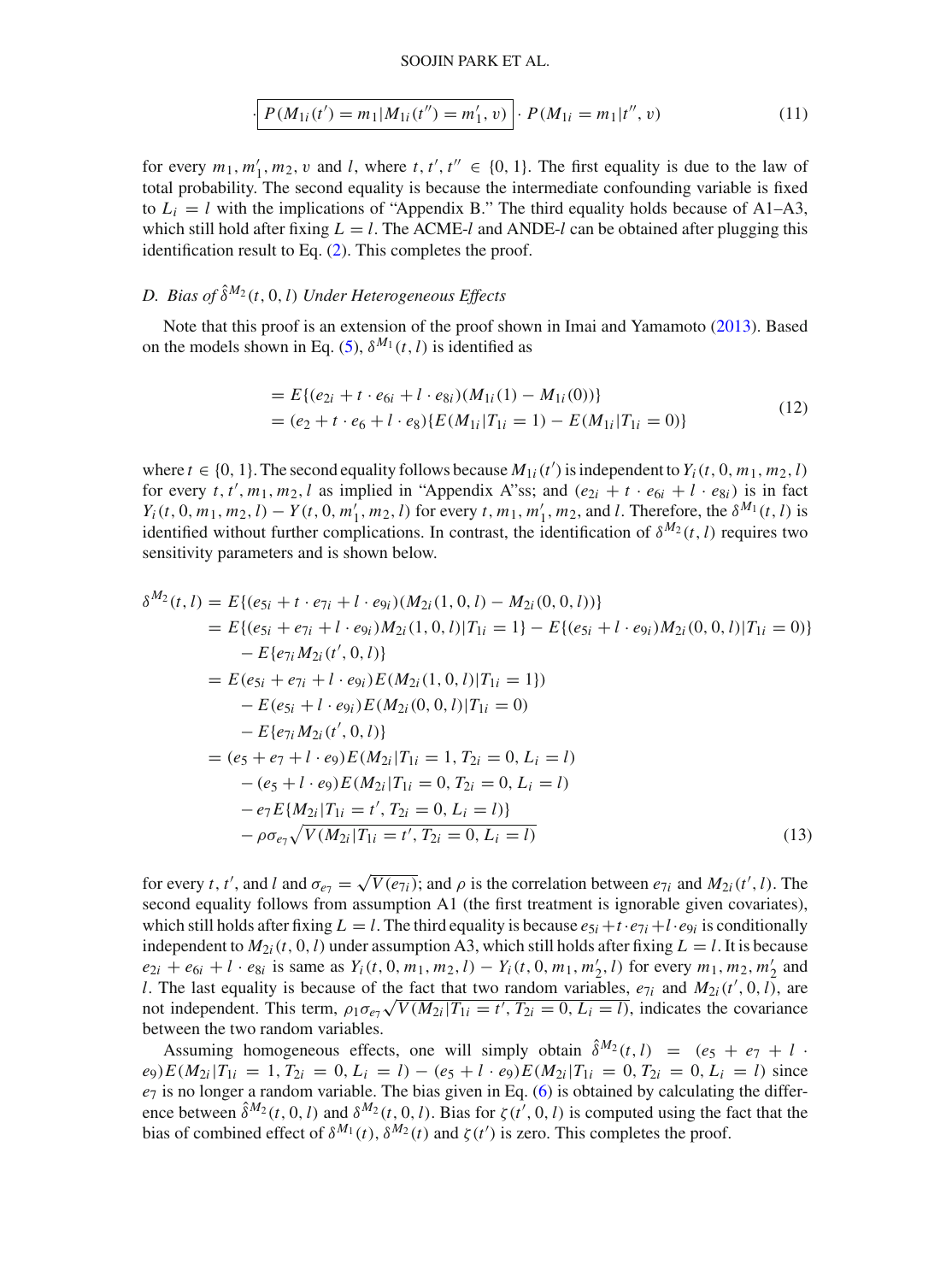$$\cdot \boxed{P(M_{1i}(t') = m_1 | M_{1i}(t'') = m_1', v)} \cdot P(M_{1i} = m_1 | t'', v) \tag{11}$$

for every $m_1, m_1', m_2, v$ and $l$, where $t, t', t'' \in \{0, 1\}$. The first equality is due to the law of total probability. The second equality is because the intermediate confounding variable is fixed to $L_i = l$ with the implications of "Appendix B." The third equality holds because of A1–A3, which still hold after fixing $L = l$. The ACME-$l$ and ANDE-$l$ can be obtained after plugging this identification result to Eq. (2). This completes the proof.

### D. Bias of $\hat{\delta}^{M_2}(t, 0, l)$ Under Heterogeneous Effects

Note that this proof is an extension of the proof shown in Imai and Yamamoto (2013). Based on the models shown in Eq. (5), $\delta^{M_1}(t, l)$ is identified as

$$\begin{aligned} &= E\{(e_{2i} + t \cdot e_{6i} + l \cdot e_{8i})(M_{1i}(1) - M_{1i}(0))\} \\ &= (e_2 + t \cdot e_6 + l \cdot e_8)\{E(M_{1i}|T_{1i} = 1) - E(M_{1i}|T_{1i} = 0)\} \end{aligned} \tag{12}$$

where $t \in \{0, 1\}$. The second equality follows because $M_{1i}(t')$ is independent to $Y_i(t, 0, m_1, m_2, l)$ for every $t, t', m_1, m_2, l$ as implied in "Appendix A"ss; and $(e_{2i} + t \cdot e_{6i} + l \cdot e_{8i})$ is in fact $Y_i(t, 0, m_1, m_2, l) - Y(t, 0, m_1', m_2, l)$ for every $t, m_1, m_1', m_2$, and $l$. Therefore, the $\delta^{M_1}(t, l)$ is identified without further complications. In contrast, the identification of $\delta^{M_2}(t, l)$ requires two sensitivity parameters and is shown below.

$$\begin{aligned} \delta^{M_2}(t, l) &= E\{(e_{5i} + t \cdot e_{7i} + l \cdot e_{9i})(M_{2i}(1, 0, l) - M_{2i}(0, 0, l))\} \\ &= E\{(e_{5i} + e_{7i} + l \cdot e_{9i})M_{2i}(1, 0, l)|T_{1i} = 1\} - E\{(e_{5i} + l \cdot e_{9i})M_{2i}(0, 0, l)|T_{1i} = 0)\} \\ &\quad - E\{e_{7i} M_{2i}(t', 0, l)\} \\ &= E(e_{5i} + e_{7i} + l \cdot e_{9i})E(M_{2i}(1, 0, l)|T_{1i} = 1\}) \\ &\quad - E(e_{5i} + l \cdot e_{9i})E(M_{2i}(0, 0, l)|T_{1i} = 0) \\ &\quad - E\{e_{7i} M_{2i}(t', 0, l)\} \\ &= (e_5 + e_7 + l \cdot e_9)E(M_{2i}|T_{1i} = 1, T_{2i} = 0, L_i = l) \\ &\quad - (e_5 + l \cdot e_9)E(M_{2i}|T_{1i} = 0, T_{2i} = 0, L_i = l) \\ &\quad - e_7 E\{M_{2i}|T_{1i} = t', T_{2i} = 0, L_i = l)\} \\ &\quad - \rho\sigma_{e_7}\sqrt{V(M_{2i}|T_{1i} = t', T_{2i} = 0, L_i = l)} \end{aligned} \tag{13}$$

for every $t, t'$, and $l$ and $\sigma_{e_7} = \sqrt{V(e_{7i})}$; and $\rho$ is the correlation between $e_{7i}$ and $M_{2i}(t', l)$. The second equality follows from assumption A1 (the first treatment is ignorable given covariates), which still holds after fixing $L = l$. The third equality is because $e_{5i} + t \cdot e_{7i} + l \cdot e_{9i}$ is conditionally independent to $M_{2i}(t, 0, l)$ under assumption A3, which still holds after fixing $L = l$. It is because $e_{2i} + e_{6i} + l \cdot e_{8i}$ is same as $Y_i(t, 0, m_1, m_2, l) - Y_i(t, 0, m_1, m_2', l)$ for every $m_1, m_2, m_2'$ and $l$. The last equality is because of the fact that two random variables, $e_{7i}$ and $M_{2i}(t', 0, l)$, are not independent. This term, $\rho_1\sigma_{e_7}\sqrt{V(M_{2i}|T_{1i} = t', T_{2i} = 0, L_i = l)}$, indicates the covariance between the two random variables.

Assuming homogeneous effects, one will simply obtain $\hat{\delta}^{M_2}(t, l) = (e_5 + e_7 + l \cdot e_9)E(M_{2i}|T_{1i} = 1, T_{2i} = 0, L_i = l) - (e_5 + l \cdot e_9)E(M_{2i}|T_{1i} = 0, T_{2i} = 0, L_i = l)$ since $e_7$ is no longer a random variable. The bias given in Eq. (6) is obtained by calculating the difference between $\hat{\delta}^{M_2}(t, 0, l)$ and $\delta^{M_2}(t, 0, l)$. Bias for $\zeta(t', 0, l)$ is computed using the fact that the bias of combined effect of $\delta^{M_1}(t)$, $\delta^{M_2}(t)$ and $\zeta(t')$ is zero. This completes the proof.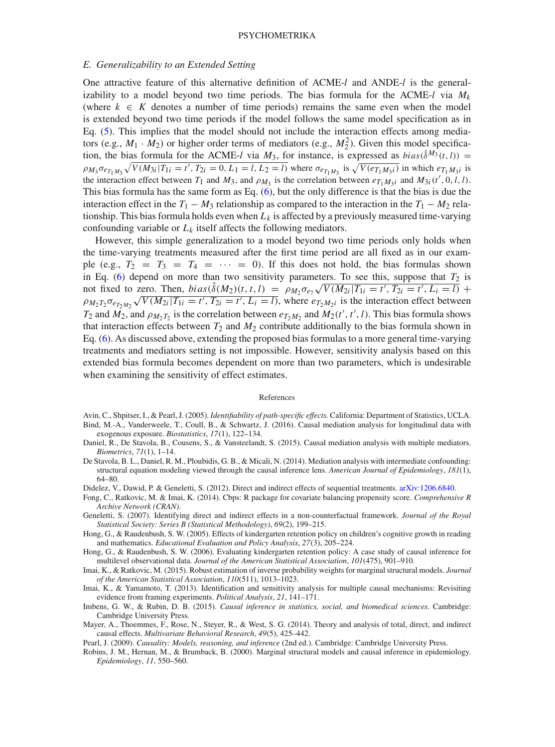### E. Generalizability to an Extended Setting

One attractive feature of this alternative definition of ACME-$l$ and ANDE-$l$ is the generalizability to a model beyond two time periods. The bias formula for the ACME-$l$ via $M_k$ (where $k \in K$ denotes a number of time periods) remains the same even when the model is extended beyond two time periods if the model follows the same model specification as in Eq. (5). This implies that the model should not include the interaction effects among mediators (e.g., $M_1 \cdot M_2$) or higher order terms of mediators (e.g., $M_2^2$). Given this model specification, the bias formula for the ACME-$l$ via $M_3$, for instance, is expressed as $bias(\hat{\delta}^{M_3}(t,l)) = \rho_{M_3}\sigma_{e_{T_1M_3}}\sqrt{V(M_{3i}|T_{1i}=t', T_{2i}=0, L_1=l, L_2=l)}$ where $\sigma_{e_{T_1M_3}}$ is $\sqrt{V(e_{T_1M_3i})}$ in which $e_{T_1M_3i}$ is the interaction effect between $T_1$ and $M_3$, and $\rho_{M_3}$ is the correlation between $e_{T_1M_3i}$ and $M_{3i}(t', 0, l, l)$. This bias formula has the same form as Eq. (6), but the only difference is that the bias is due the interaction effect in the $T_1 - M_3$ relationship as compared to the interaction in the $T_1 - M_2$ relationship. This bias formula holds even when $L_k$ is affected by a previously measured time-varying confounding variable or $L_k$ itself affects the following mediators.

However, this simple generalization to a model beyond two time periods only holds when the time-varying treatments measured after the first time period are all fixed as in our example (e.g., $T_2 = T_3 = T_4 = \cdots = 0$). If this does not hold, the bias formulas shown in Eq. (6) depend on more than two sensitivity parameters. To see this, suppose that $T_2$ is not fixed to zero. Then, $bias(\hat{\delta}(M_2)(t,t,l)) = \rho_{M_2}\sigma_{e_7}\sqrt{V(M_{2i}|T_{1i}=t', T_{2i}=t', L_i=l)} + \rho_{M_2T_2}\sigma_{e_{T_2M_2}}\sqrt{V(M_{2i}|T_{1i}=t', T_{2i}=t', L_i=l)}$, where $e_{T_2M_2i}$ is the interaction effect between $T_2$ and $M_2$, and $\rho_{M_2T_2}$ is the correlation between $e_{T_2M_2}$ and $M_2(t', t', l)$. This bias formula shows that interaction effects between $T_2$ and $M_2$ contribute additionally to the bias formula shown in Eq. (6). As discussed above, extending the proposed bias formulas to a more general time-varying treatments and mediators setting is not impossible. However, sensitivity analysis based on this extended bias formula becomes dependent on more than two parameters, which is undesirable when examining the sensitivity of effect estimates.

## References

Avin, C., Shpitser, I., & Pearl, J. (2005). *Identifiability of path-specific effects*. California: Department of Statistics, UCLA.

Bind, M.-A., Vanderweele, T., Coull, B., & Schwartz, J. (2016). Causal mediation analysis for longitudinal data with exogenous exposure. *Biostatistics*, *17*(1), 122–134.

Daniel, R., De Stavola, B., Cousens, S., & Vansteelandt, S. (2015). Causal mediation analysis with multiple mediators. *Biometrics*, *71*(1), 1–14.

De Stavola, B. L., Daniel, R. M., Ploubidis, G. B., & Micali, N. (2014). Mediation analysis with intermediate confounding: structural equation modeling viewed through the causal inference lens. *American Journal of Epidemiology*, *181*(1), 64–80.

Didelez, V., Dawid, P. & Geneletti, S. (2012). Direct and indirect effects of sequential treatments. arXiv:1206.6840.

Fong, C., Ratkovic, M. & Imai, K. (2014). Cbps: R package for covariate balancing propensity score. *Comprehensive R Archive Network (CRAN)*.

Geneletti, S. (2007). Identifying direct and indirect effects in a non-counterfactual framework. *Journal of the Royal Statistical Society: Series B (Statistical Methodology)*, *69*(2), 199–215.

Hong, G., & Raudenbush, S. W. (2005). Effects of kindergarten retention policy on children's cognitive growth in reading and mathematics. *Educational Evaluation and Policy Analysis*, *27*(3), 205–224.

Hong, G., & Raudenbush, S. W. (2006). Evaluating kindergarten retention policy: A case study of causal inference for multilevel observational data. *Journal of the American Statistical Association*, *101*(475), 901–910.

Imai, K., & Ratkovic, M. (2015). Robust estimation of inverse probability weights for marginal structural models. *Journal of the American Statistical Association*, *110*(511), 1013–1023.

Imai, K., & Yamamoto, T. (2013). Identification and sensitivity analysis for multiple causal mechanisms: Revisiting evidence from framing experiments. *Political Analysis*, *21*, 141–171.

Imbens, G. W., & Rubin, D. B. (2015). *Causal inference in statistics, social, and biomedical sciences*. Cambridge: Cambridge University Press.

Mayer, A., Thoemmes, F., Rose, N., Steyer, R., & West, S. G. (2014). Theory and analysis of total, direct, and indirect causal effects. *Multivariate Behavioral Research*, *49*(5), 425–442.

Pearl, J. (2009). *Causality: Models, reasoning, and inference* (2nd ed.). Cambridge: Cambridge University Press.

Robins, J. M., Hernan, M., & Brumback, B. (2000). Marginal structural models and causal inference in epidemiology. *Epidemiology*, *11*, 550–560.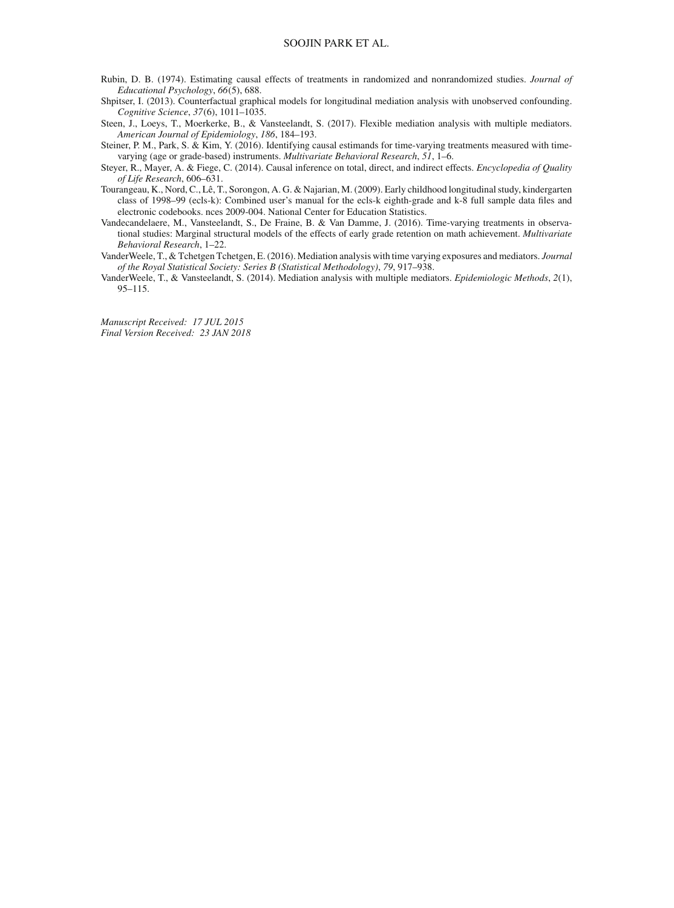Rubin, D. B. (1974). Estimating causal effects of treatments in randomized and nonrandomized studies. *Journal of Educational Psychology*, *66*(5), 688.

Shpitser, I. (2013). Counterfactual graphical models for longitudinal mediation analysis with unobserved confounding. *Cognitive Science*, *37*(6), 1011–1035.

Steen, J., Loeys, T., Moerkerke, B., & Vansteelandt, S. (2017). Flexible mediation analysis with multiple mediators. *American Journal of Epidemiology*, *186*, 184–193.

Steiner, P. M., Park, S. & Kim, Y. (2016). Identifying causal estimands for time-varying treatments measured with time-varying (age or grade-based) instruments. *Multivariate Behavioral Research*, *51*, 1–6.

Steyer, R., Mayer, A. & Fiege, C. (2014). Causal inference on total, direct, and indirect effects. *Encyclopedia of Quality of Life Research*, 606–631.

Tourangeau, K., Nord, C., Lê, T., Sorongon, A. G. & Najarian, M. (2009). Early childhood longitudinal study, kindergarten class of 1998–99 (ecls-k): Combined user's manual for the ecls-k eighth-grade and k-8 full sample data files and electronic codebooks. nces 2009-004. National Center for Education Statistics.

Vandecandelaere, M., Vansteelandt, S., De Fraine, B. & Van Damme, J. (2016). Time-varying treatments in observational studies: Marginal structural models of the effects of early grade retention on math achievement. *Multivariate Behavioral Research*, 1–22.

VanderWeele, T., & Tchetgen Tchetgen, E. (2016). Mediation analysis with time varying exposures and mediators. *Journal of the Royal Statistical Society: Series B (Statistical Methodology)*, *79*, 917–938.

VanderWeele, T., & Vansteelandt, S. (2014). Mediation analysis with multiple mediators. *Epidemiologic Methods*, *2*(1), 95–115.

*Manuscript Received: 17 JUL 2015*
*Final Version Received: 23 JAN 2018*